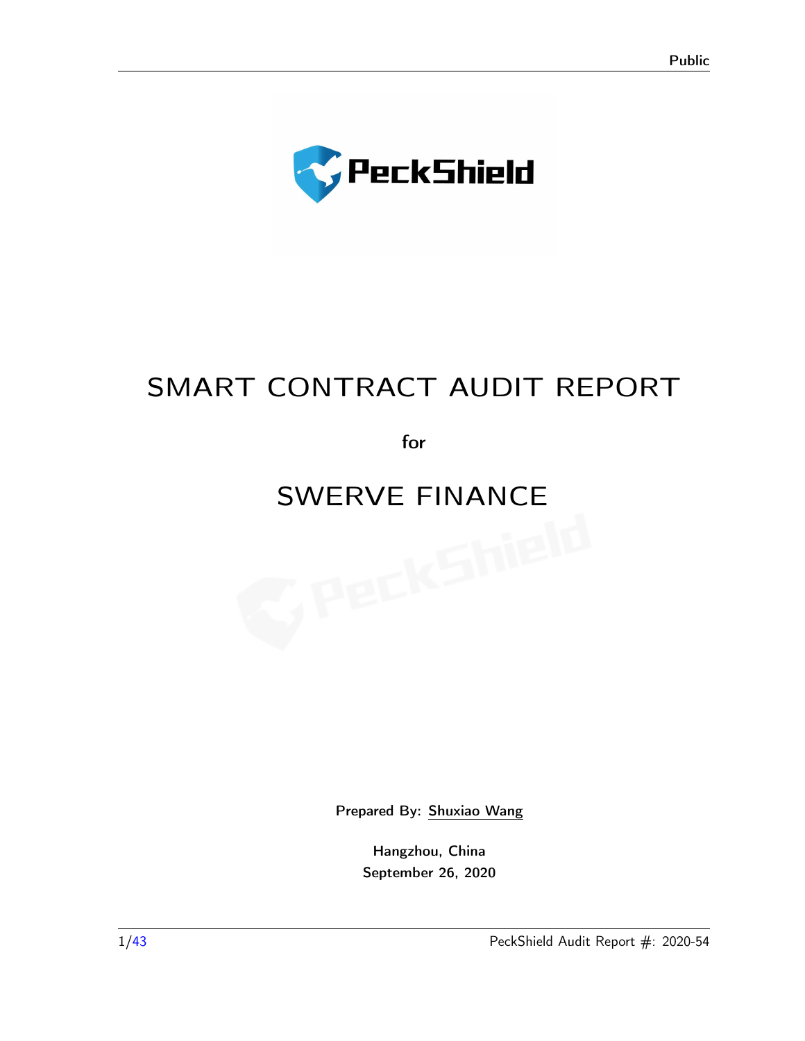Public

PeckShield

# SMART CONTRACT AUDIT REPORT

for

# SWERVE FINANCE

Prepared By: Shuxiao Wang

Hangzhou, China
September 26, 2020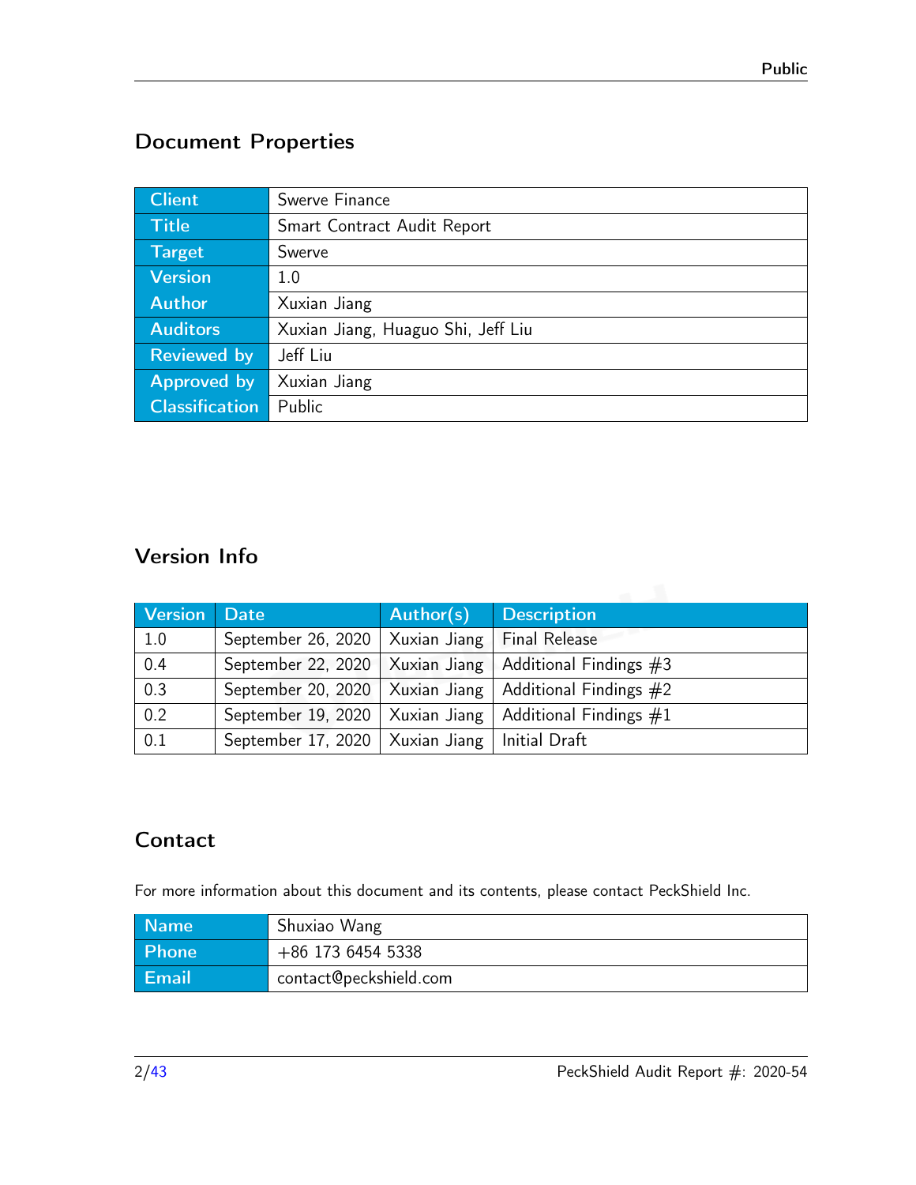## Document Properties

| Client | Swerve Finance |
|---|---|
| Title | Smart Contract Audit Report |
| Target | Swerve |
| Version | 1.0 |
| Author | Xuxian Jiang |
| Auditors | Xuxian Jiang, Huaguo Shi, Jeff Liu |
| Reviewed by | Jeff Liu |
| Approved by | Xuxian Jiang |
| Classification | Public |

## Version Info

| Version | Date | Author(s) | Description |
|---|---|---|---|
| 1.0 | September 26, 2020 | Xuxian Jiang | Final Release |
| 0.4 | September 22, 2020 | Xuxian Jiang | Additional Findings #3 |
| 0.3 | September 20, 2020 | Xuxian Jiang | Additional Findings #2 |
| 0.2 | September 19, 2020 | Xuxian Jiang | Additional Findings #1 |
| 0.1 | September 17, 2020 | Xuxian Jiang | Initial Draft |

## Contact

For more information about this document and its contents, please contact PeckShield Inc.

| Name | Shuxiao Wang |
|---|---|
| Phone | +86 173 6454 5338 |
| Email | contact@peckshield.com |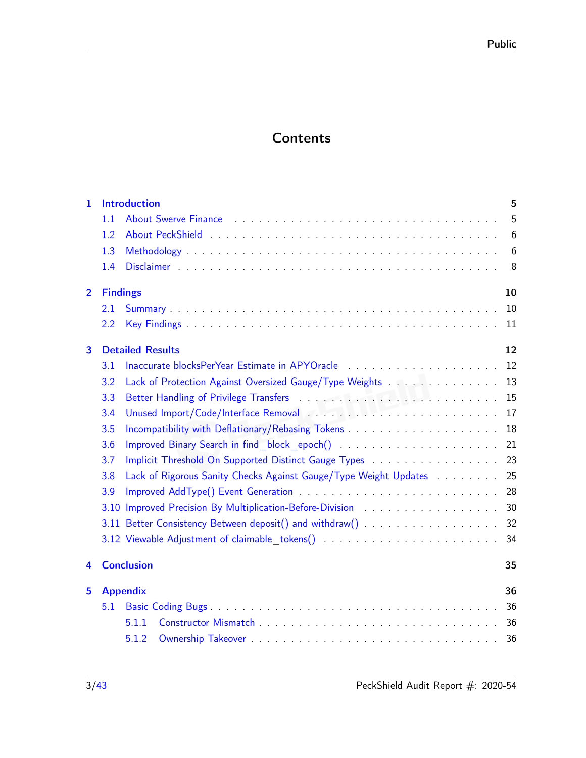# Contents

**1 Introduction** **5**
- 1.1 About Swerve Finance . . . 5
- 1.2 About PeckShield . . . 6
- 1.3 Methodology . . . 6
- 1.4 Disclaimer . . . 8

**2 Findings** **10**
- 2.1 Summary . . . 10
- 2.2 Key Findings . . . 11

**3 Detailed Results** **12**
- 3.1 Inaccurate blocksPerYear Estimate in APYOracle . . . 12
- 3.2 Lack of Protection Against Oversized Gauge/Type Weights . . . 13
- 3.3 Better Handling of Privilege Transfers . . . 15
- 3.4 Unused Import/Code/Interface Removal . . . 17
- 3.5 Incompatibility with Deflationary/Rebasing Tokens . . . 18
- 3.6 Improved Binary Search in find_block_epoch() . . . 21
- 3.7 Implicit Threshold On Supported Distinct Gauge Types . . . 23
- 3.8 Lack of Rigorous Sanity Checks Against Gauge/Type Weight Updates . . . 25
- 3.9 Improved AddType() Event Generation . . . 28
- 3.10 Improved Precision By Multiplication-Before-Division . . . 30
- 3.11 Better Consistency Between deposit() and withdraw() . . . 32
- 3.12 Viewable Adjustment of claimable_tokens() . . . 34

**4 Conclusion** **35**

**5 Appendix** **36**
- 5.1 Basic Coding Bugs . . . 36
  - 5.1.1 Constructor Mismatch . . . 36
  - 5.1.2 Ownership Takeover . . . 36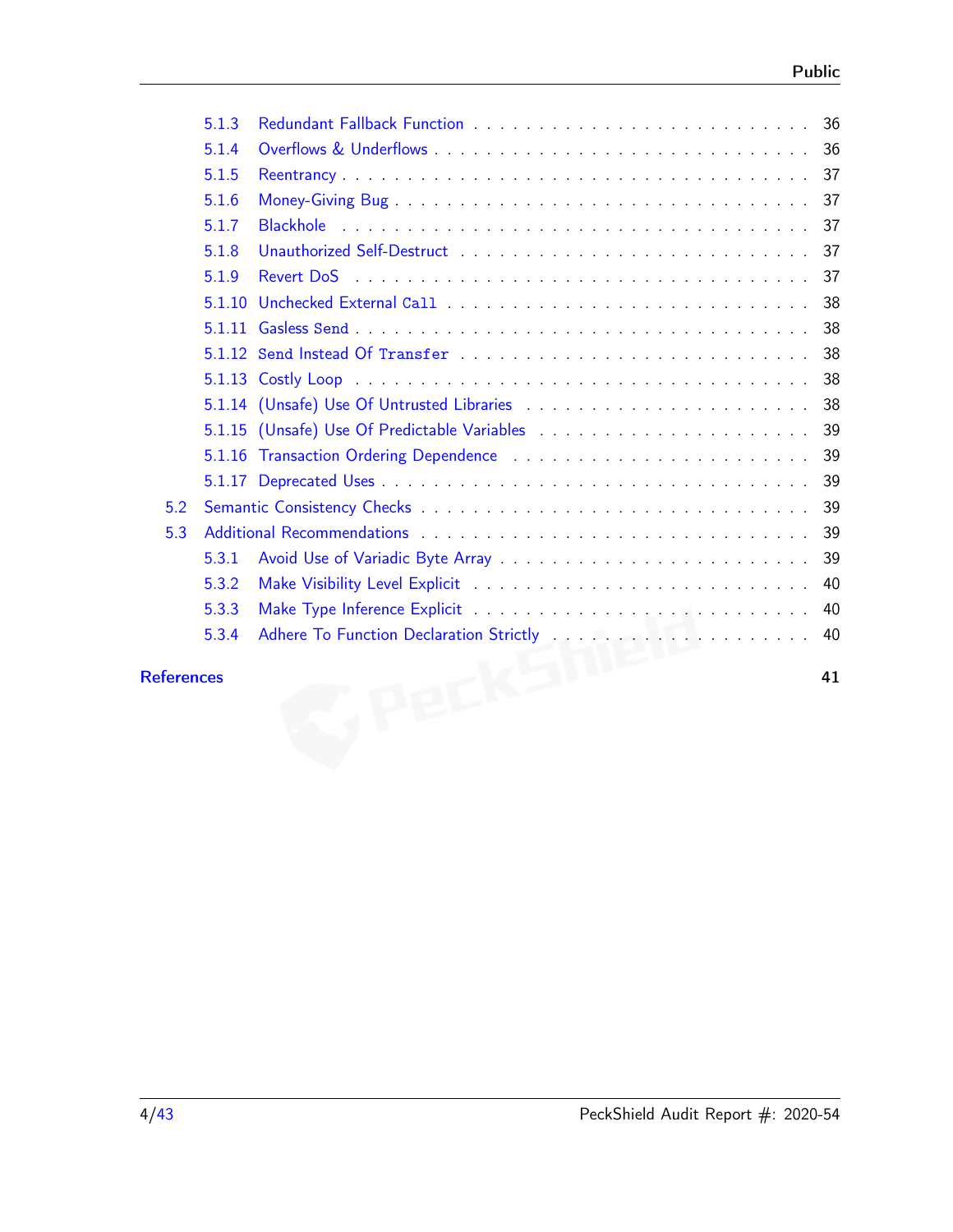- 5.1.3 Redundant Fallback Function . . . . . 36
- 5.1.4 Overflows & Underflows . . . . . 36
- 5.1.5 Reentrancy . . . . . 37
- 5.1.6 Money-Giving Bug . . . . . 37
- 5.1.7 Blackhole . . . . . 37
- 5.1.8 Unauthorized Self-Destruct . . . . . 37
- 5.1.9 Revert DoS . . . . . 37
- 5.1.10 Unchecked External `Call` . . . . . 38
- 5.1.11 Gasless `Send` . . . . . 38
- 5.1.12 `Send` Instead Of `Transfer` . . . . . 38
- 5.1.13 Costly Loop . . . . . 38
- 5.1.14 (Unsafe) Use Of Untrusted Libraries . . . . . 38
- 5.1.15 (Unsafe) Use Of Predictable Variables . . . . . 39
- 5.1.16 Transaction Ordering Dependence . . . . . 39
- 5.1.17 Deprecated Uses . . . . . 39

5.2 Semantic Consistency Checks . . . . . 39

5.3 Additional Recommendations . . . . . 39
- 5.3.1 Avoid Use of Variadic Byte Array . . . . . 39
- 5.3.2 Make Visibility Level Explicit . . . . . 40
- 5.3.3 Make Type Inference Explicit . . . . . 40
- 5.3.4 Adhere To Function Declaration Strictly . . . . . 40

**References** **41**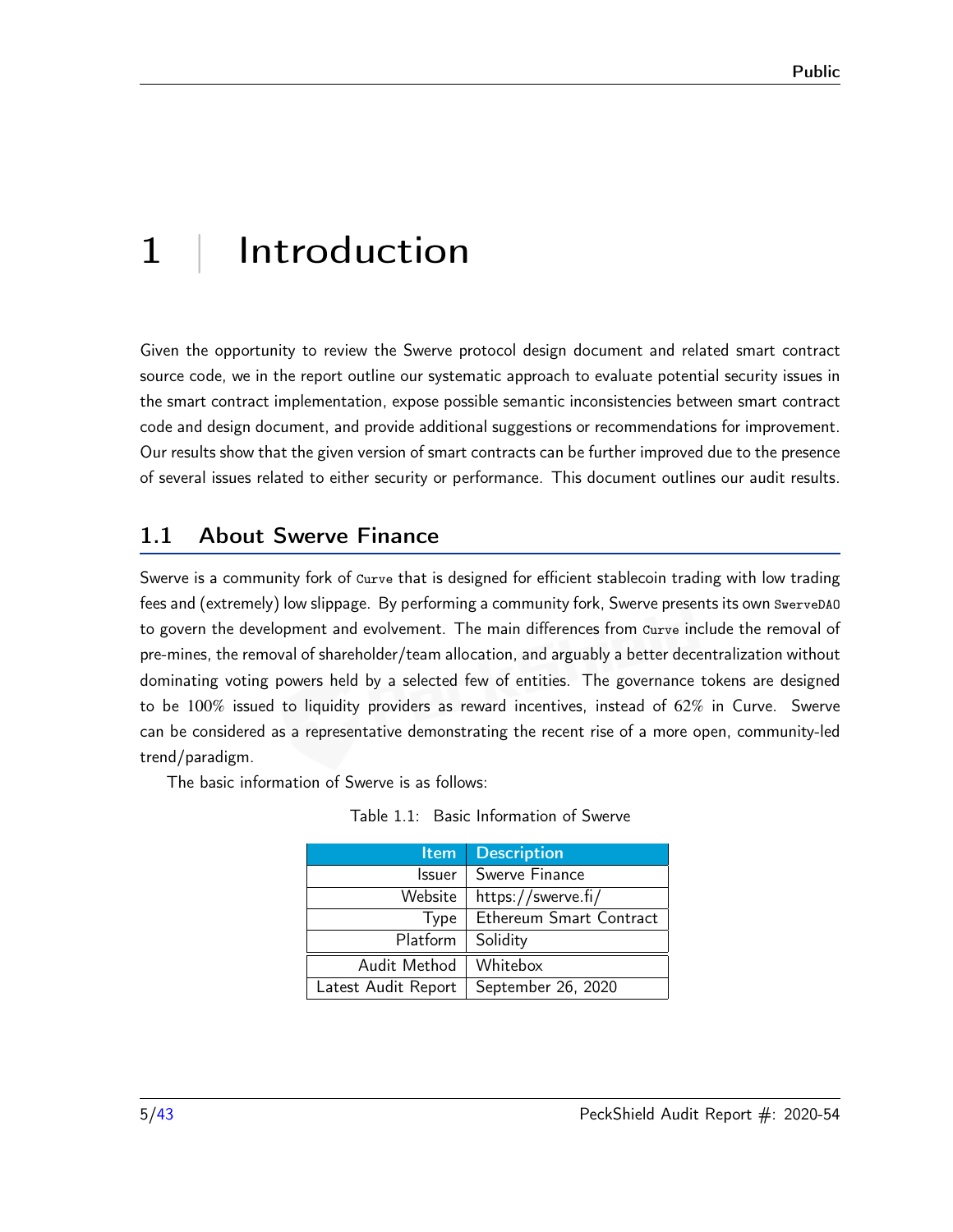# 1 | Introduction

Given the opportunity to review the Swerve protocol design document and related smart contract source code, we in the report outline our systematic approach to evaluate potential security issues in the smart contract implementation, expose possible semantic inconsistencies between smart contract code and design document, and provide additional suggestions or recommendations for improvement. Our results show that the given version of smart contracts can be further improved due to the presence of several issues related to either security or performance. This document outlines our audit results.

## 1.1 About Swerve Finance

Swerve is a community fork of `Curve` that is designed for efficient stablecoin trading with low trading fees and (extremely) low slippage. By performing a community fork, Swerve presents its own `SwerveDAO` to govern the development and evolvement. The main differences from `Curve` include the removal of pre-mines, the removal of shareholder/team allocation, and arguably a better decentralization without dominating voting powers held by a selected few of entities. The governance tokens are designed to be $100\%$ issued to liquidity providers as reward incentives, instead of $62\%$ in Curve. Swerve can be considered as a representative demonstrating the recent rise of a more open, community-led trend/paradigm.

The basic information of Swerve is as follows:

Table 1.1: Basic Information of Swerve

| Item | Description |
|---:|---|
| Issuer | Swerve Finance |
| Website | https://swerve.fi/ |
| Type | Ethereum Smart Contract |
| Platform | Solidity |
| Audit Method | Whitebox |
| Latest Audit Report | September 26, 2020 |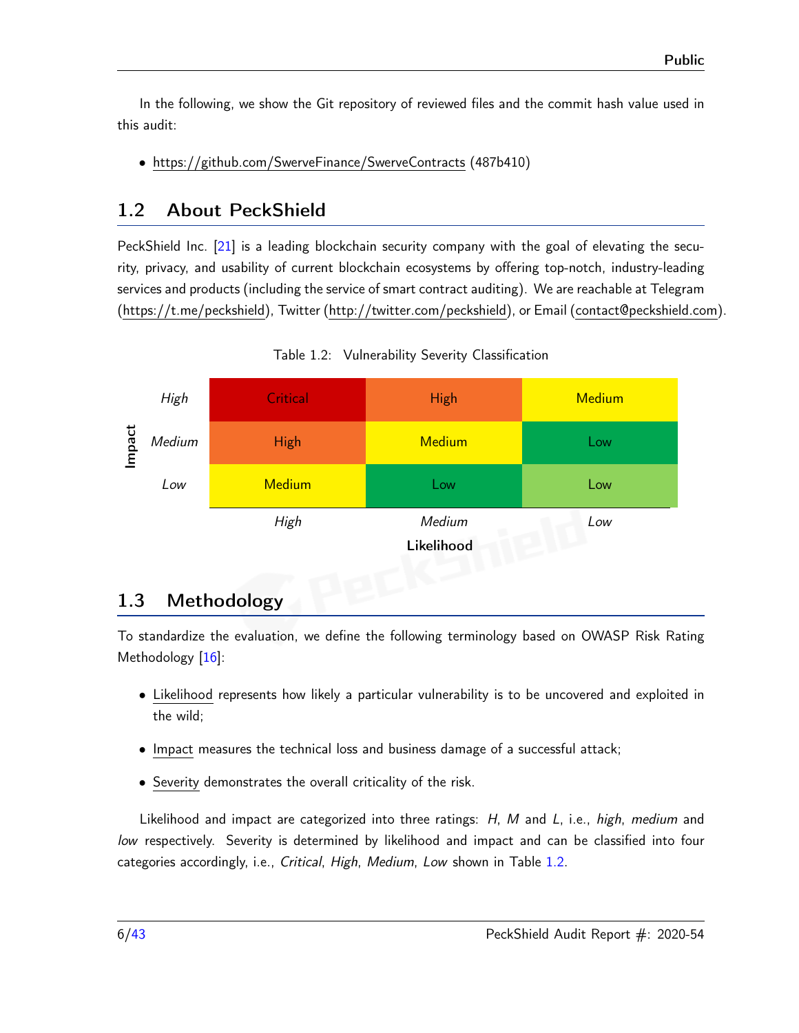In the following, we show the Git repository of reviewed files and the commit hash value used in this audit:

- https://github.com/SwerveFinance/SwerveContracts (487b410)

## 1.2 About PeckShield

PeckShield Inc. [21] is a leading blockchain security company with the goal of elevating the security, privacy, and usability of current blockchain ecosystems by offering top-notch, industry-leading services and products (including the service of smart contract auditing). We are reachable at Telegram (https://t.me/peckshield), Twitter (http://twitter.com/peckshield), or Email (contact@peckshield.com).

Table 1.2: Vulnerability Severity Classification

| Impact \ Likelihood | *High* | *Medium* | *Low* |
|---|---|---|---|
| *High* | Critical | High | Medium |
| *Medium* | High | Medium | Low |
| *Low* | Medium | Low | Low |

## 1.3 Methodology

To standardize the evaluation, we define the following terminology based on OWASP Risk Rating Methodology [16]:

- Likelihood represents how likely a particular vulnerability is to be uncovered and exploited in the wild;
- Impact measures the technical loss and business damage of a successful attack;
- Severity demonstrates the overall criticality of the risk.

Likelihood and impact are categorized into three ratings: *H*, *M* and *L*, i.e., *high*, *medium* and *low* respectively. Severity is determined by likelihood and impact and can be classified into four categories accordingly, i.e., *Critical*, *High*, *Medium*, *Low* shown in Table 1.2.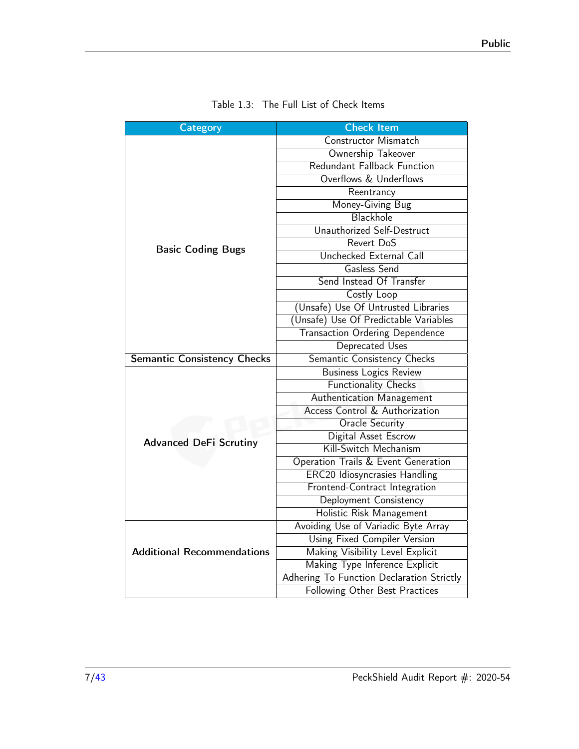Table 1.3: The Full List of Check Items

| Category | Check Item |
|---|---|
| **Basic Coding Bugs** | Constructor Mismatch |
| | Ownership Takeover |
| | Redundant Fallback Function |
| | Overflows & Underflows |
| | Reentrancy |
| | Money-Giving Bug |
| | Blackhole |
| | Unauthorized Self-Destruct |
| | Revert DoS |
| | Unchecked External Call |
| | Gasless Send |
| | Send Instead Of Transfer |
| | Costly Loop |
| | (Unsafe) Use Of Untrusted Libraries |
| | (Unsafe) Use Of Predictable Variables |
| | Transaction Ordering Dependence |
| | Deprecated Uses |
| **Semantic Consistency Checks** | Semantic Consistency Checks |
| **Advanced DeFi Scrutiny** | Business Logics Review |
| | Functionality Checks |
| | Authentication Management |
| | Access Control & Authorization |
| | Oracle Security |
| | Digital Asset Escrow |
| | Kill-Switch Mechanism |
| | Operation Trails & Event Generation |
| | ERC20 Idiosyncrasies Handling |
| | Frontend-Contract Integration |
| | Deployment Consistency |
| | Holistic Risk Management |
| **Additional Recommendations** | Avoiding Use of Variadic Byte Array |
| | Using Fixed Compiler Version |
| | Making Visibility Level Explicit |
| | Making Type Inference Explicit |
| | Adhering To Function Declaration Strictly |
| | Following Other Best Practices |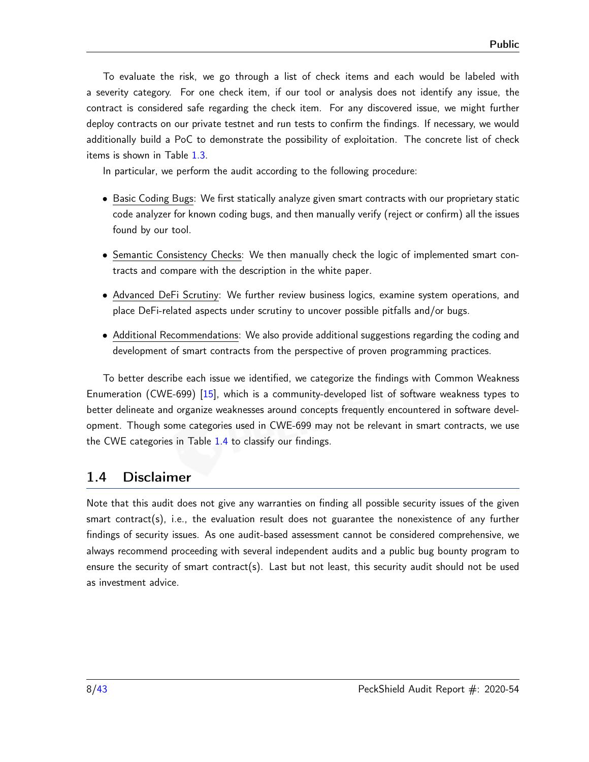To evaluate the risk, we go through a list of check items and each would be labeled with a severity category. For one check item, if our tool or analysis does not identify any issue, the contract is considered safe regarding the check item. For any discovered issue, we might further deploy contracts on our private testnet and run tests to confirm the findings. If necessary, we would additionally build a PoC to demonstrate the possibility of exploitation. The concrete list of check items is shown in Table 1.3.

In particular, we perform the audit according to the following procedure:

- Basic Coding Bugs: We first statically analyze given smart contracts with our proprietary static code analyzer for known coding bugs, and then manually verify (reject or confirm) all the issues found by our tool.
- Semantic Consistency Checks: We then manually check the logic of implemented smart contracts and compare with the description in the white paper.
- Advanced DeFi Scrutiny: We further review business logics, examine system operations, and place DeFi-related aspects under scrutiny to uncover possible pitfalls and/or bugs.
- Additional Recommendations: We also provide additional suggestions regarding the coding and development of smart contracts from the perspective of proven programming practices.

To better describe each issue we identified, we categorize the findings with Common Weakness Enumeration (CWE-699) [15], which is a community-developed list of software weakness types to better delineate and organize weaknesses around concepts frequently encountered in software development. Though some categories used in CWE-699 may not be relevant in smart contracts, we use the CWE categories in Table 1.4 to classify our findings.

## 1.4 Disclaimer

Note that this audit does not give any warranties on finding all possible security issues of the given smart contract(s), i.e., the evaluation result does not guarantee the nonexistence of any further findings of security issues. As one audit-based assessment cannot be considered comprehensive, we always recommend proceeding with several independent audits and a public bug bounty program to ensure the security of smart contract(s). Last but not least, this security audit should not be used as investment advice.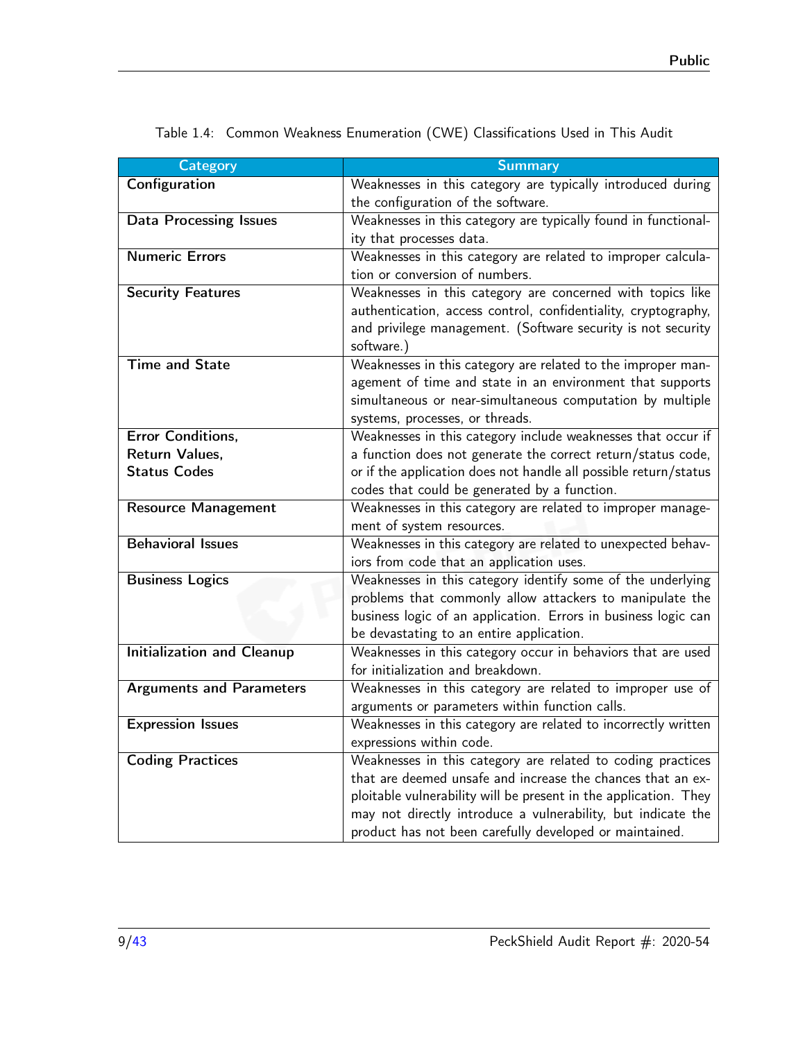Table 1.4: Common Weakness Enumeration (CWE) Classifications Used in This Audit

| Category | Summary |
| --- | --- |
| **Configuration** | Weaknesses in this category are typically introduced during the configuration of the software. |
| **Data Processing Issues** | Weaknesses in this category are typically found in functionality that processes data. |
| **Numeric Errors** | Weaknesses in this category are related to improper calculation or conversion of numbers. |
| **Security Features** | Weaknesses in this category are concerned with topics like authentication, access control, confidentiality, cryptography, and privilege management. (Software security is not security software.) |
| **Time and State** | Weaknesses in this category are related to the improper management of time and state in an environment that supports simultaneous or near-simultaneous computation by multiple systems, processes, or threads. |
| **Error Conditions, Return Values, Status Codes** | Weaknesses in this category include weaknesses that occur if a function does not generate the correct return/status code, or if the application does not handle all possible return/status codes that could be generated by a function. |
| **Resource Management** | Weaknesses in this category are related to improper management of system resources. |
| **Behavioral Issues** | Weaknesses in this category are related to unexpected behaviors from code that an application uses. |
| **Business Logics** | Weaknesses in this category identify some of the underlying problems that commonly allow attackers to manipulate the business logic of an application. Errors in business logic can be devastating to an entire application. |
| **Initialization and Cleanup** | Weaknesses in this category occur in behaviors that are used for initialization and breakdown. |
| **Arguments and Parameters** | Weaknesses in this category are related to improper use of arguments or parameters within function calls. |
| **Expression Issues** | Weaknesses in this category are related to incorrectly written expressions within code. |
| **Coding Practices** | Weaknesses in this category are related to coding practices that are deemed unsafe and increase the chances that an exploitable vulnerability will be present in the application. They may not directly introduce a vulnerability, but indicate the product has not been carefully developed or maintained. |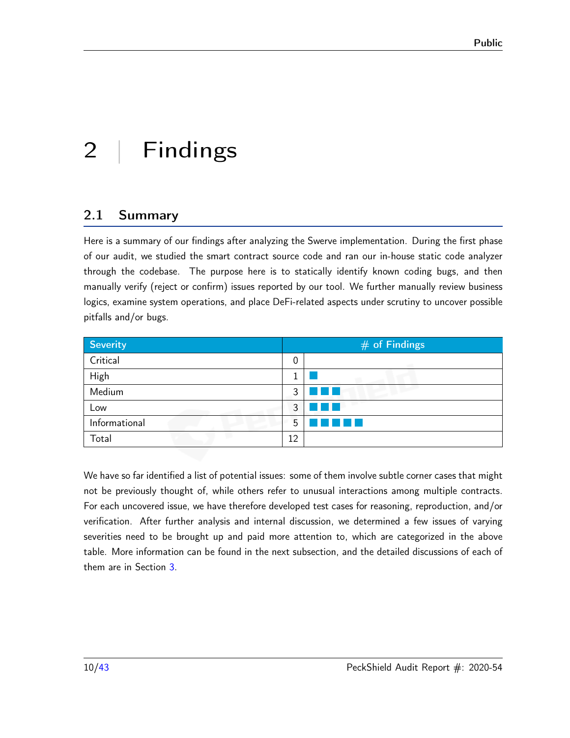# 2 | Findings

## 2.1 Summary

Here is a summary of our findings after analyzing the Swerve implementation. During the first phase of our audit, we studied the smart contract source code and ran our in-house static code analyzer through the codebase. The purpose here is to statically identify known coding bugs, and then manually verify (reject or confirm) issues reported by our tool. We further manually review business logics, examine system operations, and place DeFi-related aspects under scrutiny to uncover possible pitfalls and/or bugs.

| Severity | # of Findings | |
|---|---|---|
| Critical | 0 | |
| High | 1 | ■ |
| Medium | 3 | ■ ■ ■ |
| Low | 3 | ■ ■ ■ |
| Informational | 5 | ■ ■ ■ ■ ■ |
| Total | 12 | |

We have so far identified a list of potential issues: some of them involve subtle corner cases that might not be previously thought of, while others refer to unusual interactions among multiple contracts. For each uncovered issue, we have therefore developed test cases for reasoning, reproduction, and/or verification. After further analysis and internal discussion, we determined a few issues of varying severities need to be brought up and paid more attention to, which are categorized in the above table. More information can be found in the next subsection, and the detailed discussions of each of them are in Section 3.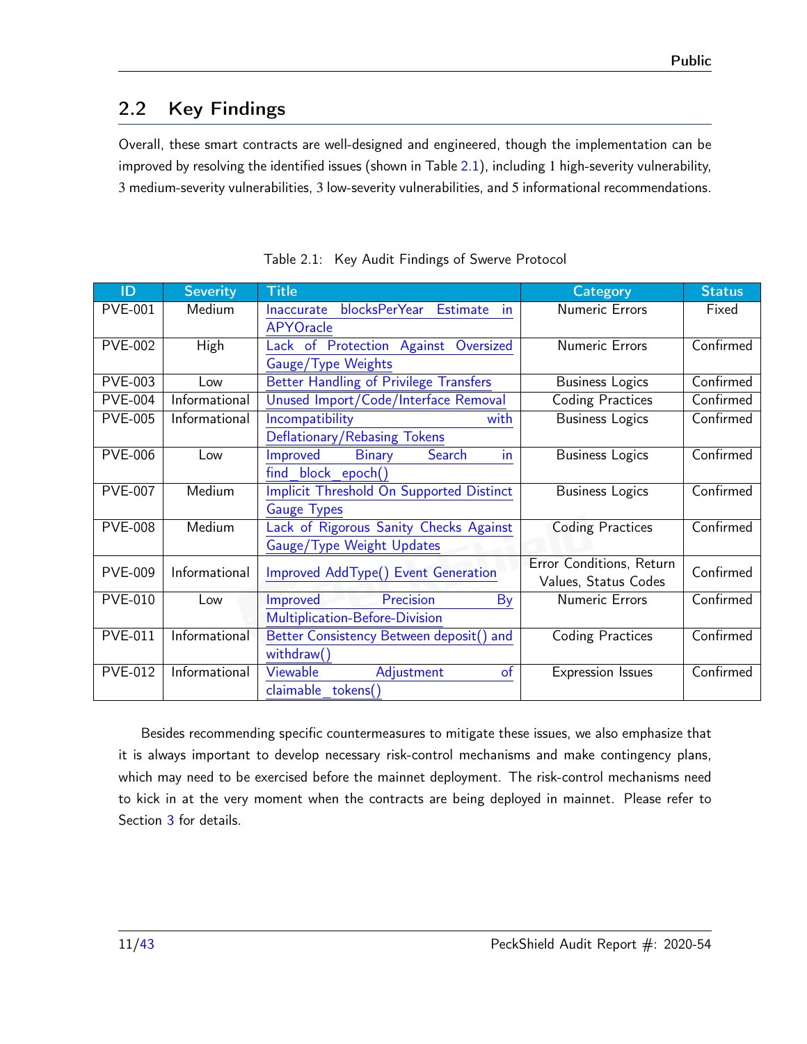## 2.2 Key Findings

Overall, these smart contracts are well-designed and engineered, though the implementation can be improved by resolving the identified issues (shown in Table 2.1), including 1 high-severity vulnerability, 3 medium-severity vulnerabilities, 3 low-severity vulnerabilities, and 5 informational recommendations.

Table 2.1: Key Audit Findings of Swerve Protocol

| ID | Severity | Title | Category | Status |
|---|---|---|---|---|
| PVE-001 | Medium | Inaccurate blocksPerYear Estimate in APYOracle | Numeric Errors | Fixed |
| PVE-002 | High | Lack of Protection Against Oversized Gauge/Type Weights | Numeric Errors | Confirmed |
| PVE-003 | Low | Better Handling of Privilege Transfers | Business Logics | Confirmed |
| PVE-004 | Informational | Unused Import/Code/Interface Removal | Coding Practices | Confirmed |
| PVE-005 | Informational | Incompatibility with Deflationary/Rebasing Tokens | Business Logics | Confirmed |
| PVE-006 | Low | Improved Binary Search in find_block_epoch() | Business Logics | Confirmed |
| PVE-007 | Medium | Implicit Threshold On Supported Distinct Gauge Types | Business Logics | Confirmed |
| PVE-008 | Medium | Lack of Rigorous Sanity Checks Against Gauge/Type Weight Updates | Coding Practices | Confirmed |
| PVE-009 | Informational | Improved AddType() Event Generation | Error Conditions, Return Values, Status Codes | Confirmed |
| PVE-010 | Low | Improved Precision By Multiplication-Before-Division | Numeric Errors | Confirmed |
| PVE-011 | Informational | Better Consistency Between deposit() and withdraw() | Coding Practices | Confirmed |
| PVE-012 | Informational | Viewable Adjustment of claimable_tokens() | Expression Issues | Confirmed |

Besides recommending specific countermeasures to mitigate these issues, we also emphasize that it is always important to develop necessary risk-control mechanisms and make contingency plans, which may need to be exercised before the mainnet deployment. The risk-control mechanisms need to kick in at the very moment when the contracts are being deployed in mainnet. Please refer to Section 3 for details.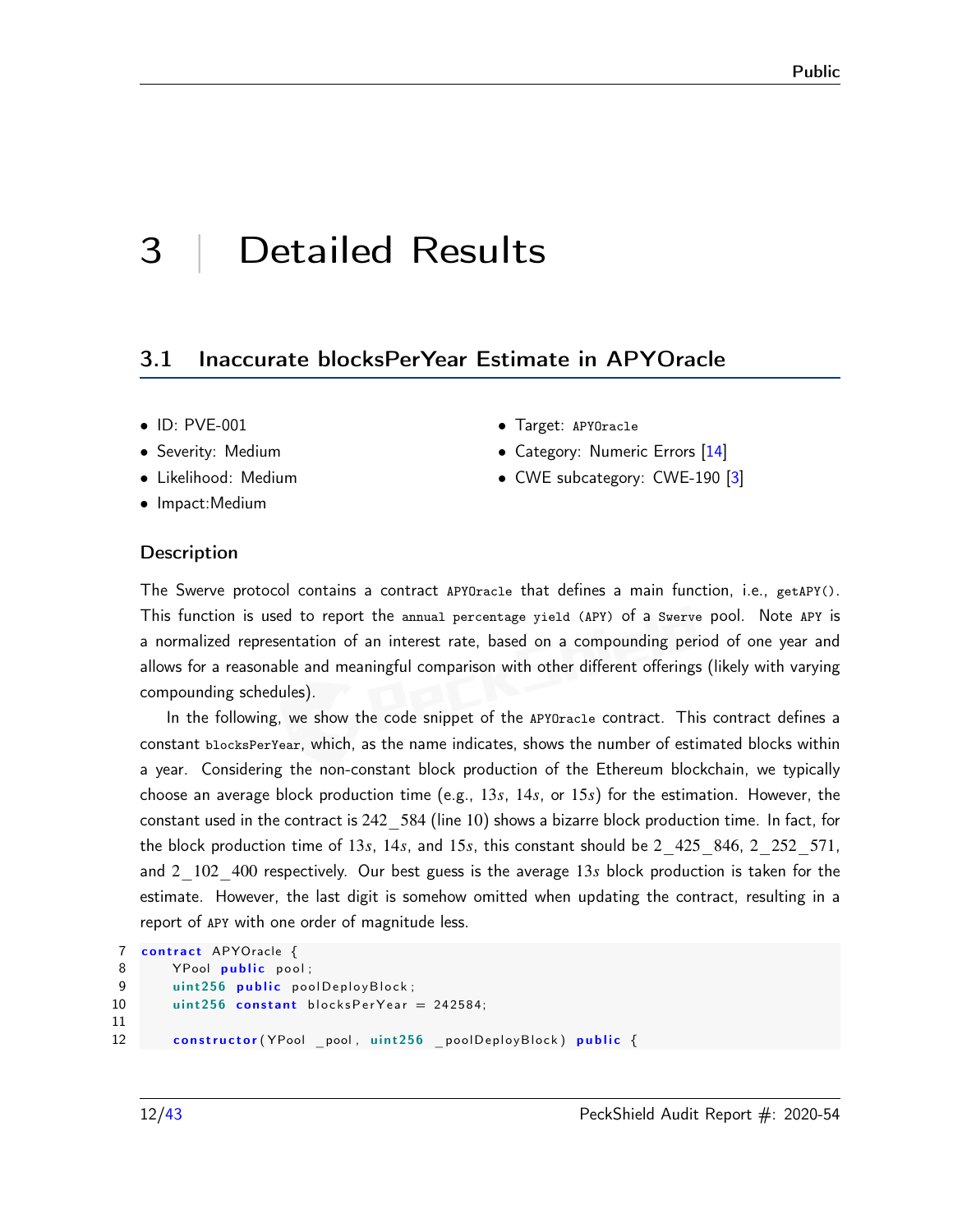# 3 | Detailed Results

## 3.1 Inaccurate blocksPerYear Estimate in APYOracle

- ID: PVE-001
- Severity: Medium
- Likelihood: Medium
- Impact:Medium
- Target: `APYOracle`
- Category: Numeric Errors [14]
- CWE subcategory: CWE-190 [3]

### Description

The Swerve protocol contains a contract `APYOracle` that defines a main function, i.e., `getAPY()`. This function is used to report the `annual percentage yield (APY)` of a `Swerve` pool. Note `APY` is a normalized representation of an interest rate, based on a compounding period of one year and allows for a reasonable and meaningful comparison with other different offerings (likely with varying compounding schedules).

In the following, we show the code snippet of the `APYOracle` contract. This contract defines a constant `blocksPerYear`, which, as the name indicates, shows the number of estimated blocks within a year. Considering the non-constant block production of the Ethereum blockchain, we typically choose an average block production time (e.g., $13s$, $14s$, or $15s$) for the estimation. However, the constant used in the contract is 242_584 (line 10) shows a bizarre block production time. In fact, for the block production time of $13s$, $14s$, and $15s$, this constant should be 2_425_846, 2_252_571, and 2_102_400 respectively. Our best guess is the average $13s$ block production is taken for the estimate. However, the last digit is somehow omitted when updating the contract, resulting in a report of `APY` with one order of magnitude less.

```
7  contract APYOracle {
8      YPool public pool;
9      uint256 public poolDeployBlock;
10     uint256 constant blocksPerYear = 242584;
11
12     constructor(YPool _pool, uint256 _poolDeployBlock) public {
```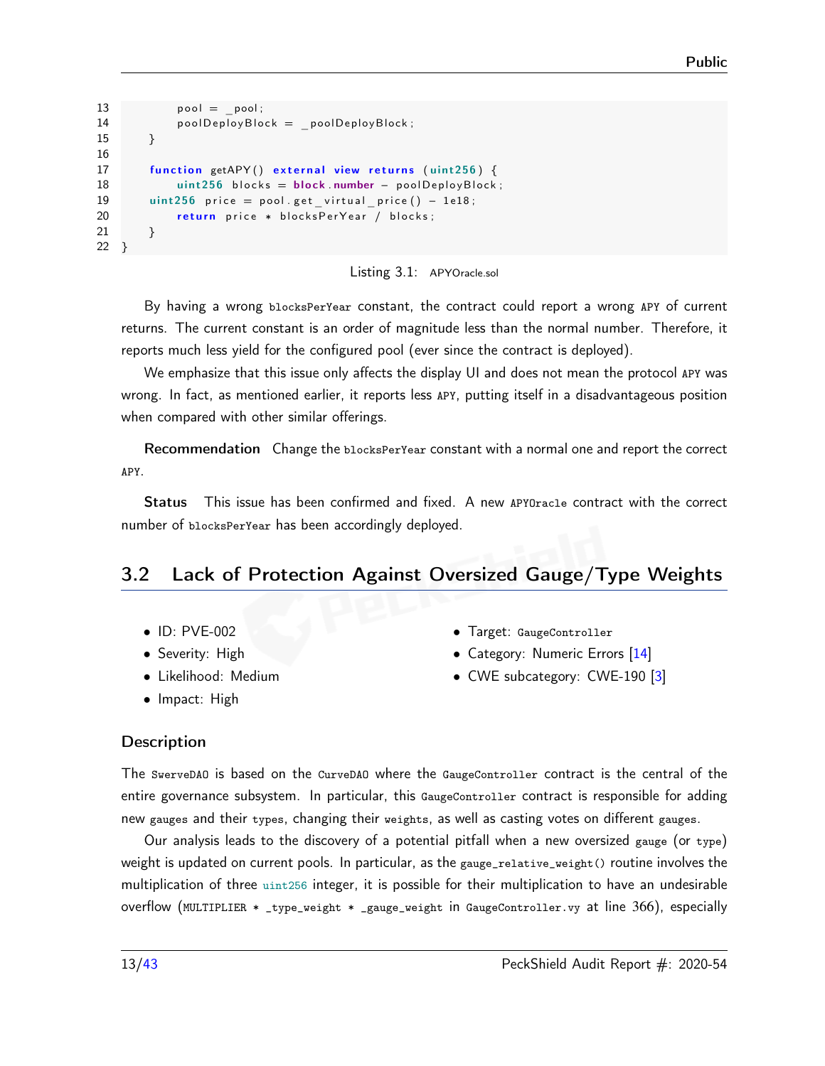```
13         pool = _pool;
14         poolDeployBlock = _poolDeployBlock;
15     }
16
17     function getAPY() external view returns (uint256) {
18         uint256 blocks = block.number - poolDeployBlock;
19     uint256 price = pool.get_virtual_price() - 1e18;
20         return price * blocksPerYear / blocks;
21     }
22 }
```

Listing 3.1: APYOracle.sol

By having a wrong blocksPerYear constant, the contract could report a wrong APY of current returns. The current constant is an order of magnitude less than the normal number. Therefore, it reports much less yield for the configured pool (ever since the contract is deployed).

We emphasize that this issue only affects the display UI and does not mean the protocol APY was wrong. In fact, as mentioned earlier, it reports less APY, putting itself in a disadvantageous position when compared with other similar offerings.

**Recommendation** Change the blocksPerYear constant with a normal one and report the correct APY.

**Status** This issue has been confirmed and fixed. A new APYOracle contract with the correct number of blocksPerYear has been accordingly deployed.

## 3.2 Lack of Protection Against Oversized Gauge/Type Weights

- ID: PVE-002
- Severity: High
- Likelihood: Medium
- Impact: High
- Target: GaugeController
- Category: Numeric Errors [14]
- CWE subcategory: CWE-190 [3]

### Description

The SwerveDAO is based on the CurveDAO where the GaugeController contract is the central of the entire governance subsystem. In particular, this GaugeController contract is responsible for adding new gauges and their types, changing their weights, as well as casting votes on different gauges.

Our analysis leads to the discovery of a potential pitfall when a new oversized gauge (or type) weight is updated on current pools. In particular, as the gauge_relative_weight() routine involves the multiplication of three uint256 integer, it is possible for their multiplication to have an undesirable overflow (MULTIPLIER * _type_weight * _gauge_weight in GaugeController.vy at line 366), especially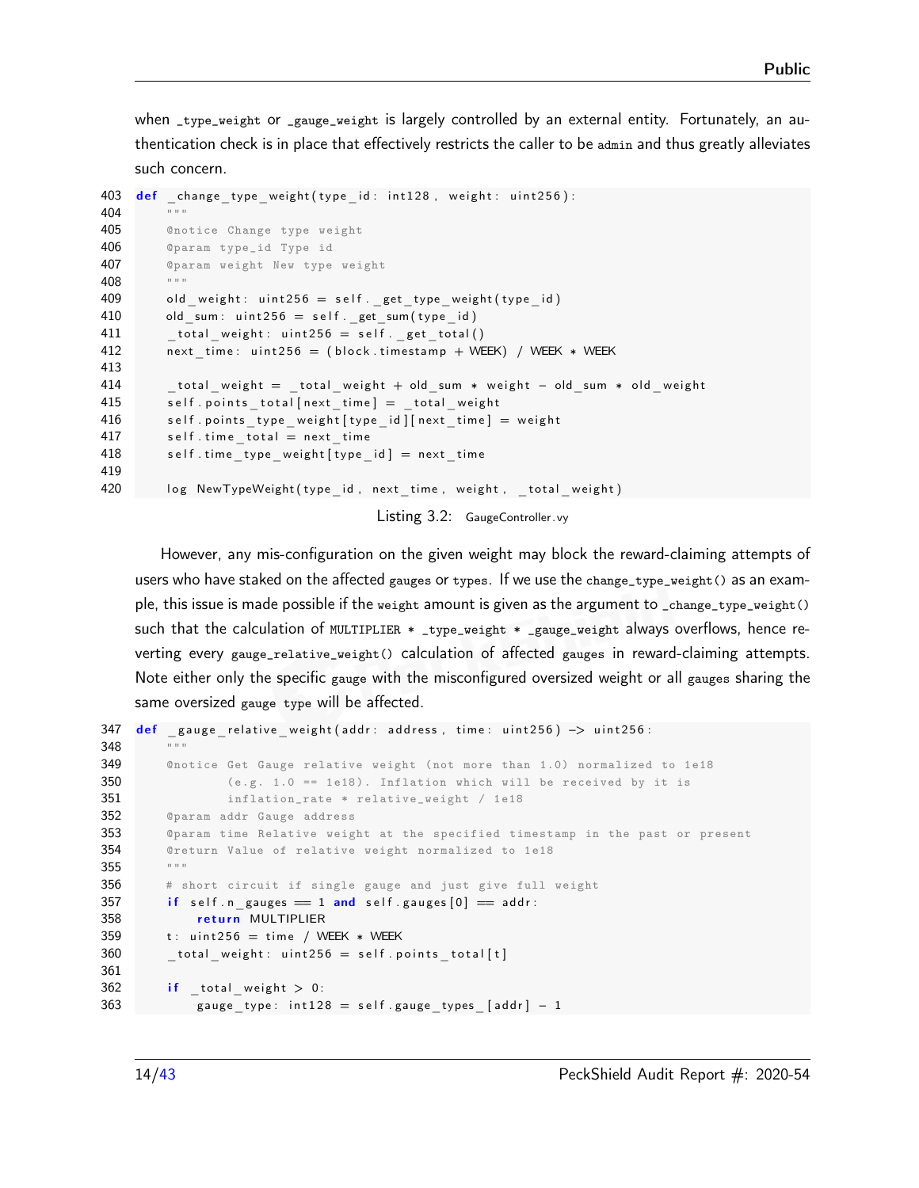when `_type_weight` or `_gauge_weight` is largely controlled by an external entity. Fortunately, an authentication check is in place that effectively restricts the caller to be `admin` and thus greatly alleviates such concern.

```
403 def _change_type_weight(type_id: int128, weight: uint256):
404     """
405     @notice Change type weight
406     @param type_id Type id
407     @param weight New type weight
408     """
409     old_weight: uint256 = self._get_type_weight(type_id)
410     old_sum: uint256 = self._get_sum(type_id)
411     _total_weight: uint256 = self._get_total()
412     next_time: uint256 = (block.timestamp + WEEK) / WEEK * WEEK
413 
414     _total_weight = _total_weight + old_sum * weight - old_sum * old_weight
415     self.points_total[next_time] = _total_weight
416     self.points_type_weight[type_id][next_time] = weight
417     self.time_total = next_time
418     self.time_type_weight[type_id] = next_time
419 
420     log NewTypeWeight(type_id, next_time, weight, _total_weight)
```

Listing 3.2: GaugeController.vy

However, any mis-configuration on the given weight may block the reward-claiming attempts of users who have staked on the affected `gauges` or `types`. If we use the `change_type_weight()` as an example, this issue is made possible if the `weight` amount is given as the argument to `_change_type_weight()` such that the calculation of `MULTIPLIER * _type_weight * _gauge_weight` always overflows, hence reverting every `gauge_relative_weight()` calculation of affected `gauges` in reward-claiming attempts. Note either only the specific `gauge` with the misconfigured oversized weight or all `gauges` sharing the same oversized `gauge type` will be affected.

```
347 def _gauge_relative_weight(addr: address, time: uint256) -> uint256:
348     """
349     @notice Get Gauge relative weight (not more than 1.0) normalized to 1e18
350             (e.g. 1.0 == 1e18). Inflation which will be received by it is
351             inflation_rate * relative_weight / 1e18
352     @param addr Gauge address
353     @param time Relative weight at the specified timestamp in the past or present
354     @return Value of relative weight normalized to 1e18
355     """
356     # short circuit if single gauge and just give full weight
357     if self.n_gauges == 1 and self.gauges[0] == addr:
358         return MULTIPLIER
359     t: uint256 = time / WEEK * WEEK
360     _total_weight: uint256 = self.points_total[t]
361 
362     if _total_weight > 0:
363         gauge_type: int128 = self.gauge_types_[addr] - 1
```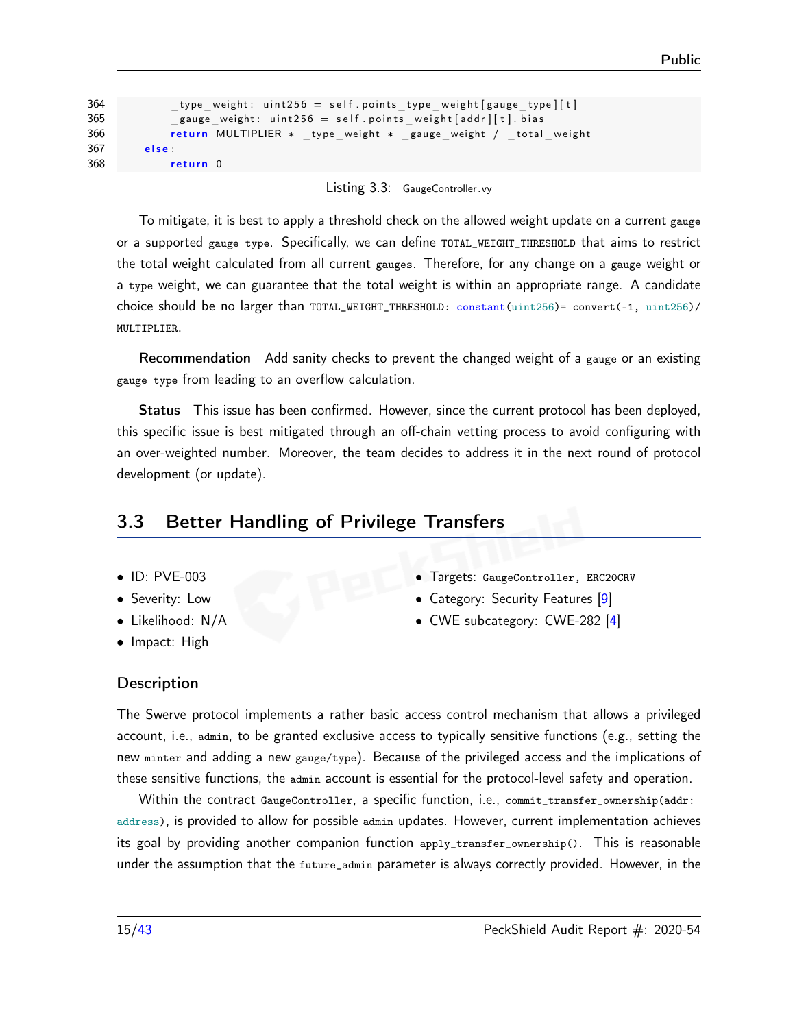```
364         _type_weight: uint256 = self.points_type_weight[gauge_type][t]
365         _gauge_weight: uint256 = self.points_weight[addr][t].bias
366         return MULTIPLIER * _type_weight * _gauge_weight / _total_weight
367     else:
368         return 0
```

Listing 3.3: GaugeController.vy

To mitigate, it is best to apply a threshold check on the allowed weight update on a current gauge or a supported gauge type. Specifically, we can define TOTAL_WEIGHT_THRESHOLD that aims to restrict the total weight calculated from all current gauges. Therefore, for any change on a gauge weight or a type weight, we can guarantee that the total weight is within an appropriate range. A candidate choice should be no larger than TOTAL_WEIGHT_THRESHOLD: constant(uint256)= convert(-1, uint256)/ MULTIPLIER.

**Recommendation** Add sanity checks to prevent the changed weight of a gauge or an existing gauge type from leading to an overflow calculation.

**Status** This issue has been confirmed. However, since the current protocol has been deployed, this specific issue is best mitigated through an off-chain vetting process to avoid configuring with an over-weighted number. Moreover, the team decides to address it in the next round of protocol development (or update).

## 3.3 Better Handling of Privilege Transfers

- ID: PVE-003
- Severity: Low
- Likelihood: N/A
- Impact: High
- Targets: GaugeController, ERC20CRV
- Category: Security Features [9]
- CWE subcategory: CWE-282 [4]

### Description

The Swerve protocol implements a rather basic access control mechanism that allows a privileged account, i.e., admin, to be granted exclusive access to typically sensitive functions (e.g., setting the new minter and adding a new gauge/type). Because of the privileged access and the implications of these sensitive functions, the admin account is essential for the protocol-level safety and operation.

Within the contract GaugeController, a specific function, i.e., commit_transfer_ownership(addr: address), is provided to allow for possible admin updates. However, current implementation achieves its goal by providing another companion function apply_transfer_ownership(). This is reasonable under the assumption that the future_admin parameter is always correctly provided. However, in the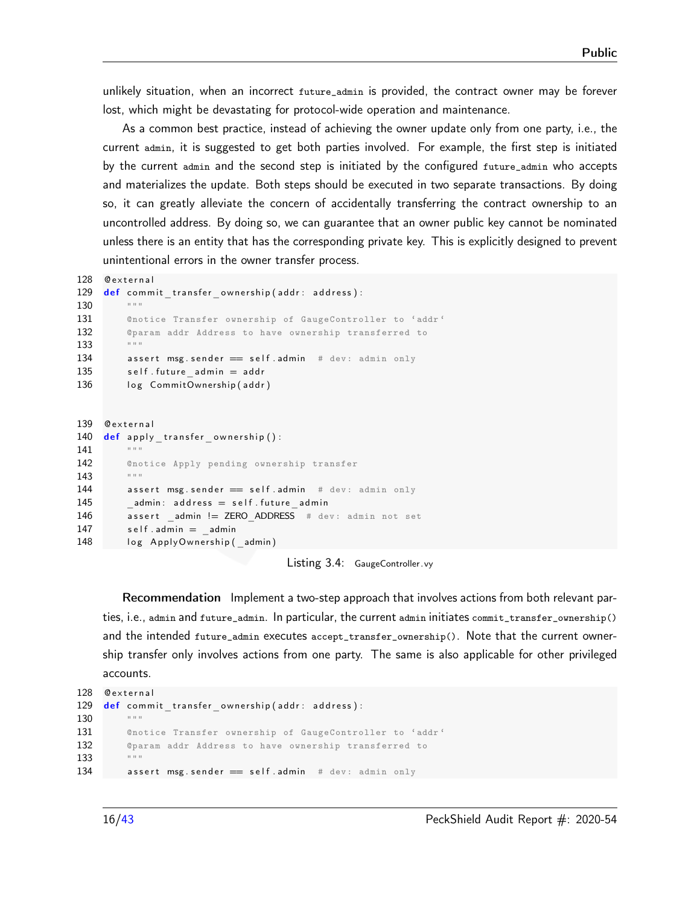unlikely situation, when an incorrect future_admin is provided, the contract owner may be forever lost, which might be devastating for protocol-wide operation and maintenance.

As a common best practice, instead of achieving the owner update only from one party, i.e., the current admin, it is suggested to get both parties involved. For example, the first step is initiated by the current admin and the second step is initiated by the configured future_admin who accepts and materializes the update. Both steps should be executed in two separate transactions. By doing so, it can greatly alleviate the concern of accidentally transferring the contract ownership to an uncontrolled address. By doing so, we can guarantee that an owner public key cannot be nominated unless there is an entity that has the corresponding private key. This is explicitly designed to prevent unintentional errors in the owner transfer process.

```
128 @external
129 def commit_transfer_ownership(addr: address):
130     """
131     @notice Transfer ownership of GaugeController to `addr`
132     @param addr Address to have ownership transferred to
133     """
134     assert msg.sender == self.admin  # dev: admin only
135     self.future_admin = addr
136     log CommitOwnership(addr)


139 @external
140 def apply_transfer_ownership():
141     """
142     @notice Apply pending ownership transfer
143     """
144     assert msg.sender == self.admin  # dev: admin only
145     _admin: address = self.future_admin
146     assert _admin != ZERO_ADDRESS  # dev: admin not set
147     self.admin = _admin
148     log ApplyOwnership(_admin)
```

Listing 3.4: GaugeController.vy

**Recommendation** Implement a two-step approach that involves actions from both relevant parties, i.e., admin and future_admin. In particular, the current admin initiates commit_transfer_ownership() and the intended future_admin executes accept_transfer_ownership(). Note that the current ownership transfer only involves actions from one party. The same is also applicable for other privileged accounts.

```
128 @external
129 def commit_transfer_ownership(addr: address):
130     """
131     @notice Transfer ownership of GaugeController to `addr`
132     @param addr Address to have ownership transferred to
133     """
134     assert msg.sender == self.admin  # dev: admin only
```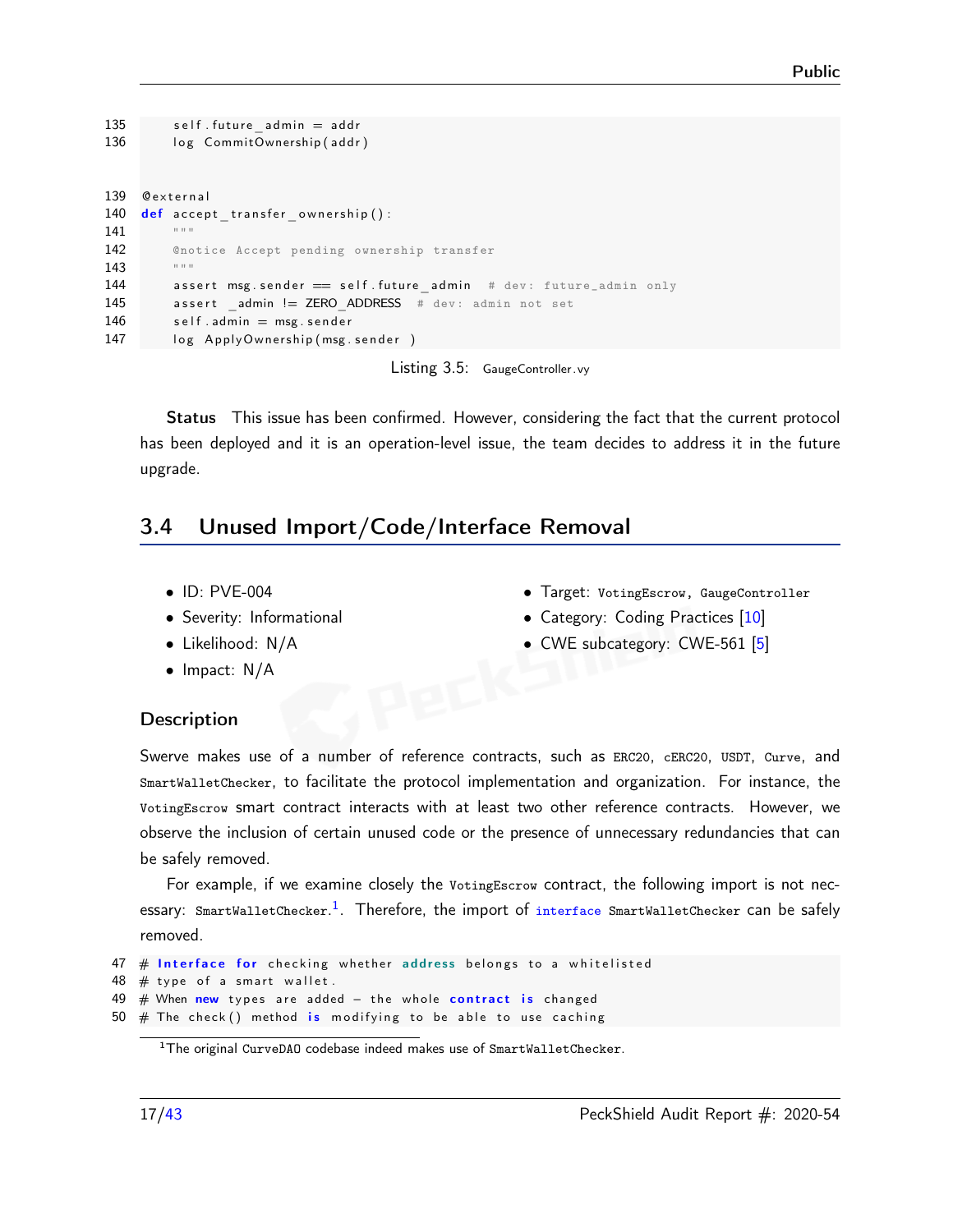```
135     self.future_admin = addr
136     log CommitOwnership(addr)


139 @external
140 def accept_transfer_ownership():
141     """
142     @notice Accept pending ownership transfer
143     """
144     assert msg.sender == self.future_admin  # dev: future_admin only
145     assert _admin != ZERO_ADDRESS  # dev: admin not set
146     self.admin = msg.sender
147     log ApplyOwnership(msg.sender )
```

Listing 3.5: GaugeController.vy

**Status** This issue has been confirmed. However, considering the fact that the current protocol has been deployed and it is an operation-level issue, the team decides to address it in the future upgrade.

## 3.4 Unused Import/Code/Interface Removal

- ID: PVE-004
- Severity: Informational
- Likelihood: N/A
- Impact: N/A
- Target: VotingEscrow, GaugeController
- Category: Coding Practices [10]
- CWE subcategory: CWE-561 [5]

### Description

Swerve makes use of a number of reference contracts, such as ERC20, cERC20, USDT, Curve, and SmartWalletChecker, to facilitate the protocol implementation and organization. For instance, the VotingEscrow smart contract interacts with at least two other reference contracts. However, we observe the inclusion of certain unused code or the presence of unnecessary redundancies that can be safely removed.

For example, if we examine closely the VotingEscrow contract, the following import is not necessary: SmartWalletChecker.[1]. Therefore, the import of interface SmartWalletChecker can be safely removed.

```
47 # Interface for checking whether address belongs to a whitelisted
48 # type of a smart wallet.
49 # When new types are added - the whole contract is changed
50 # The check() method is modifying to be able to use caching
```

[1]The original CurveDAO codebase indeed makes use of SmartWalletChecker.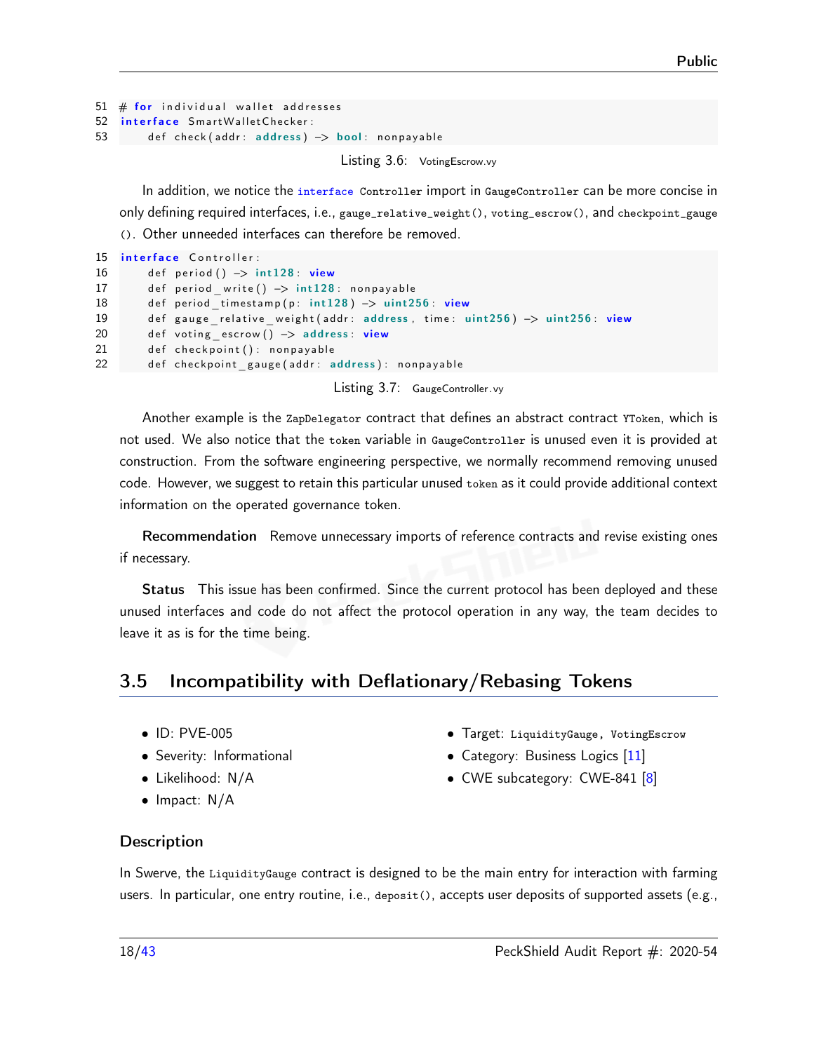```
51  # for individual wallet addresses
52  interface SmartWalletChecker:
53      def check(addr: address) -> bool: nonpayable
```

Listing 3.6: VotingEscrow.vy

In addition, we notice the `interface Controller` import in `GaugeController` can be more concise in only defining required interfaces, i.e., `gauge_relative_weight()`, `voting_escrow()`, and `checkpoint_gauge()`. Other unneeded interfaces can therefore be removed.

```
15  interface Controller:
16      def period() -> int128: view
17      def period_write() -> int128: nonpayable
18      def period_timestamp(p: int128) -> uint256: view
19      def gauge_relative_weight(addr: address, time: uint256) -> uint256: view
20      def voting_escrow() -> address: view
21      def checkpoint(): nonpayable
22      def checkpoint_gauge(addr: address): nonpayable
```

Listing 3.7: GaugeController.vy

Another example is the `ZapDelegator` contract that defines an abstract contract `YToken`, which is not used. We also notice that the `token` variable in `GaugeController` is unused even it is provided at construction. From the software engineering perspective, we normally recommend removing unused code. However, we suggest to retain this particular unused `token` as it could provide additional context information on the operated governance token.

**Recommendation** Remove unnecessary imports of reference contracts and revise existing ones if necessary.

**Status** This issue has been confirmed. Since the current protocol has been deployed and these unused interfaces and code do not affect the protocol operation in any way, the team decides to leave it as is for the time being.

## 3.5 Incompatibility with Deflationary/Rebasing Tokens

- ID: PVE-005
- Severity: Informational
- Likelihood: N/A
- Impact: N/A
- Target: `LiquidityGauge`, `VotingEscrow`
- Category: Business Logics [11]
- CWE subcategory: CWE-841 [8]

### Description

In Swerve, the `LiquidityGauge` contract is designed to be the main entry for interaction with farming users. In particular, one entry routine, i.e., `deposit()`, accepts user deposits of supported assets (e.g.,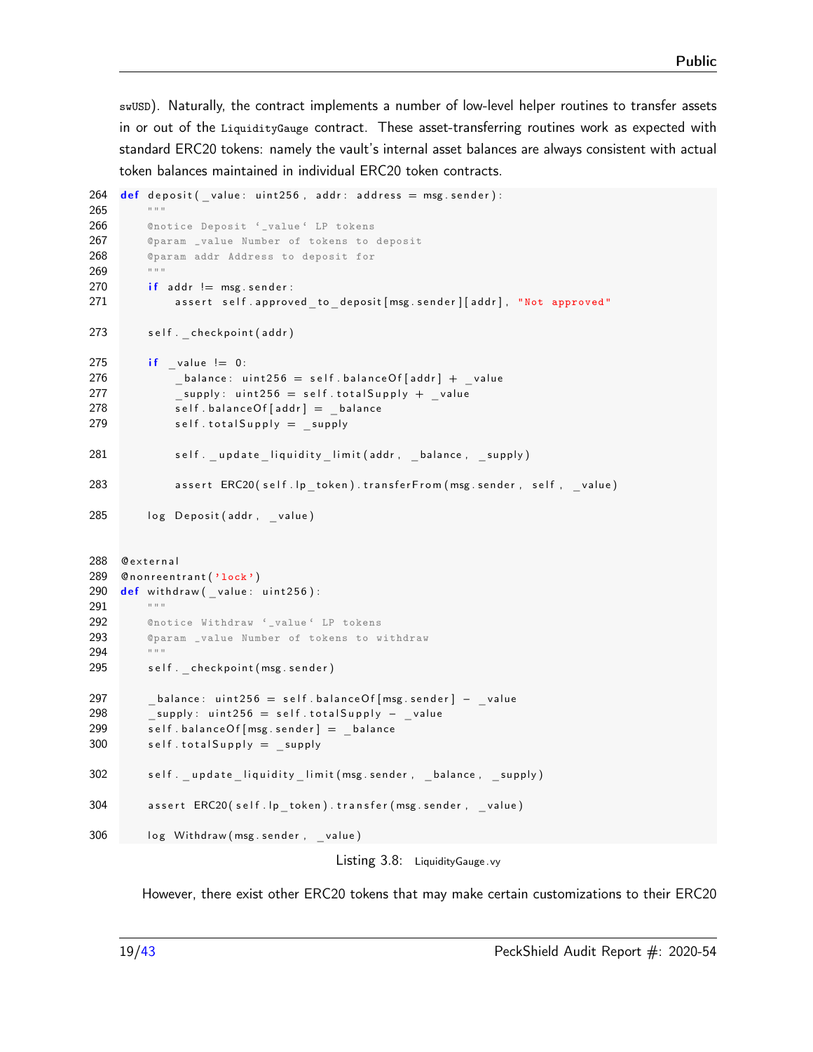swUSD). Naturally, the contract implements a number of low-level helper routines to transfer assets in or out of the LiquidityGauge contract. These asset-transferring routines work as expected with standard ERC20 tokens: namely the vault's internal asset balances are always consistent with actual token balances maintained in individual ERC20 token contracts.

```
264 def deposit(_value: uint256, addr: address = msg.sender):
265     """
266     @notice Deposit `_value` LP tokens
267     @param _value Number of tokens to deposit
268     @param addr Address to deposit for
269     """
270     if addr != msg.sender:
271         assert self.approved_to_deposit[msg.sender][addr], "Not approved"

273     self._checkpoint(addr)

275     if _value != 0:
276         _balance: uint256 = self.balanceOf[addr] + _value
277         _supply: uint256 = self.totalSupply + _value
278         self.balanceOf[addr] = _balance
279         self.totalSupply = _supply

281         self._update_liquidity_limit(addr, _balance, _supply)

283         assert ERC20(self.lp_token).transferFrom(msg.sender, self, _value)

285     log Deposit(addr, _value)


288 @external
289 @nonreentrant('lock')
290 def withdraw(_value: uint256):
291     """
292     @notice Withdraw `_value` LP tokens
293     @param _value Number of tokens to withdraw
294     """
295     self._checkpoint(msg.sender)

297     _balance: uint256 = self.balanceOf[msg.sender] - _value
298     _supply: uint256 = self.totalSupply - _value
299     self.balanceOf[msg.sender] = _balance
300     self.totalSupply = _supply

302     self._update_liquidity_limit(msg.sender, _balance, _supply)

304     assert ERC20(self.lp_token).transfer(msg.sender, _value)

306     log Withdraw(msg.sender, _value)
```

Listing 3.8: LiquidityGauge.vy

However, there exist other ERC20 tokens that may make certain customizations to their ERC20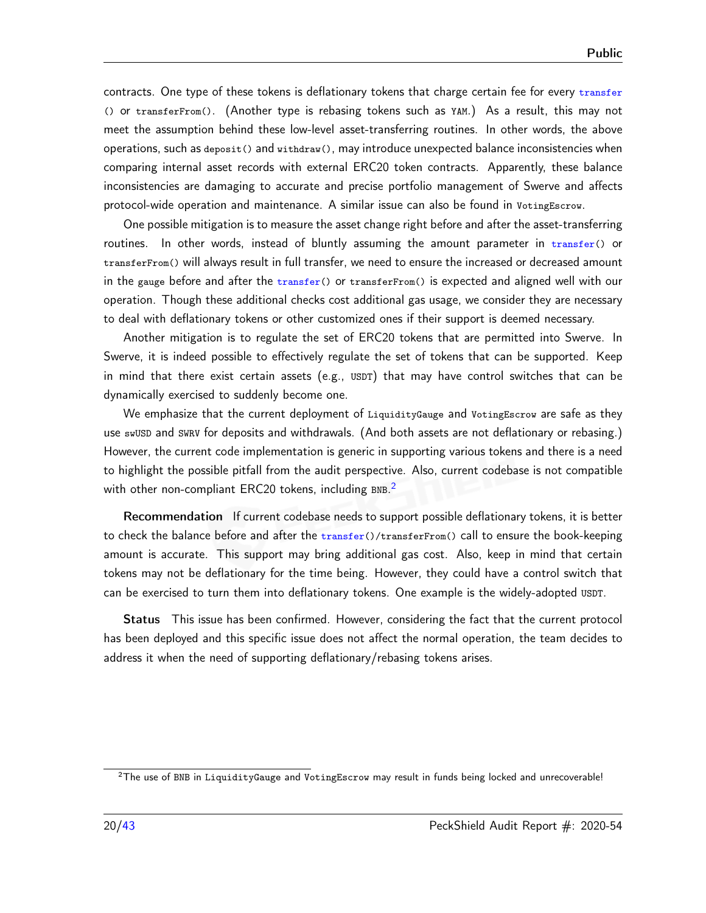contracts. One type of these tokens is deflationary tokens that charge certain fee for every `transfer()` or `transferFrom()`. (Another type is rebasing tokens such as `YAM`.) As a result, this may not meet the assumption behind these low-level asset-transferring routines. In other words, the above operations, such as `deposit()` and `withdraw()`, may introduce unexpected balance inconsistencies when comparing internal asset records with external ERC20 token contracts. Apparently, these balance inconsistencies are damaging to accurate and precise portfolio management of Swerve and affects protocol-wide operation and maintenance. A similar issue can also be found in `VotingEscrow`.

One possible mitigation is to measure the asset change right before and after the asset-transferring routines. In other words, instead of bluntly assuming the amount parameter in `transfer()` or `transferFrom()` will always result in full transfer, we need to ensure the increased or decreased amount in the `gauge` before and after the `transfer()` or `transferFrom()` is expected and aligned well with our operation. Though these additional checks cost additional gas usage, we consider they are necessary to deal with deflationary tokens or other customized ones if their support is deemed necessary.

Another mitigation is to regulate the set of ERC20 tokens that are permitted into Swerve. In Swerve, it is indeed possible to effectively regulate the set of tokens that can be supported. Keep in mind that there exist certain assets (e.g., `USDT`) that may have control switches that can be dynamically exercised to suddenly become one.

We emphasize that the current deployment of `LiquidityGauge` and `VotingEscrow` are safe as they use `swUSD` and `SWRV` for deposits and withdrawals. (And both assets are not deflationary or rebasing.) However, the current code implementation is generic in supporting various tokens and there is a need to highlight the possible pitfall from the audit perspective. Also, current codebase is not compatible with other non-compliant ERC20 tokens, including `BNB`.[2]

**Recommendation** If current codebase needs to support possible deflationary tokens, it is better to check the balance before and after the `transfer()/transferFrom()` call to ensure the book-keeping amount is accurate. This support may bring additional gas cost. Also, keep in mind that certain tokens may not be deflationary for the time being. However, they could have a control switch that can be exercised to turn them into deflationary tokens. One example is the widely-adopted `USDT`.

**Status** This issue has been confirmed. However, considering the fact that the current protocol has been deployed and this specific issue does not affect the normal operation, the team decides to address it when the need of supporting deflationary/rebasing tokens arises.

[2] The use of `BNB` in `LiquidityGauge` and `VotingEscrow` may result in funds being locked and unrecoverable!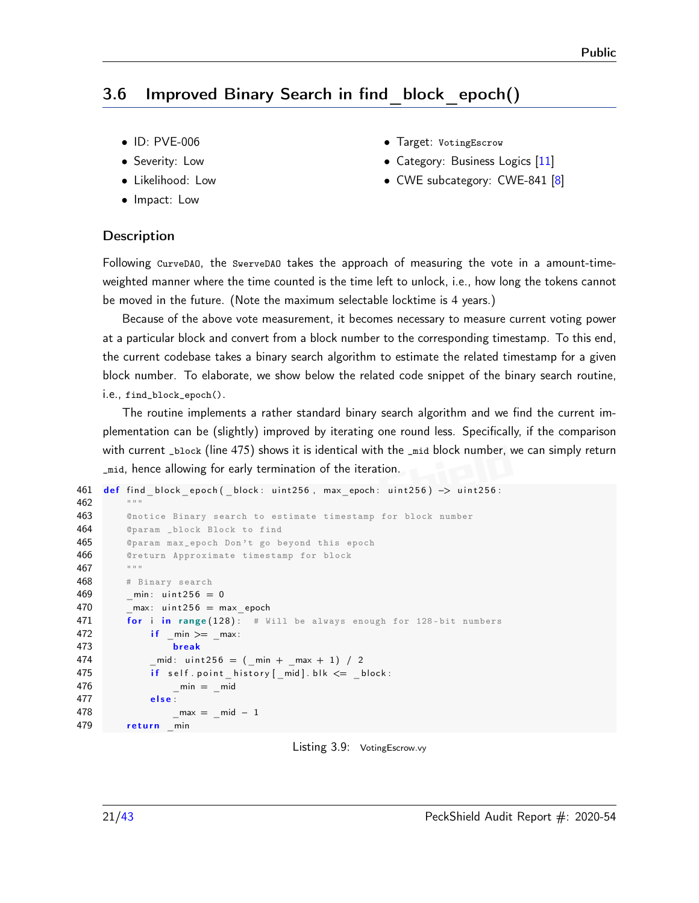## 3.6 Improved Binary Search in find_block_epoch()

- ID: PVE-006
- Severity: Low
- Likelihood: Low
- Impact: Low
- Target: VotingEscrow
- Category: Business Logics [11]
- CWE subcategory: CWE-841 [8]

### Description

Following CurveDAO, the SwerveDAO takes the approach of measuring the vote in a amount-time-weighted manner where the time counted is the time left to unlock, i.e., how long the tokens cannot be moved in the future. (Note the maximum selectable locktime is 4 years.)

Because of the above vote measurement, it becomes necessary to measure current voting power at a particular block and convert from a block number to the corresponding timestamp. To this end, the current codebase takes a binary search algorithm to estimate the related timestamp for a given block number. To elaborate, we show below the related code snippet of the binary search routine, i.e., find_block_epoch().

The routine implements a rather standard binary search algorithm and we find the current implementation can be (slightly) improved by iterating one round less. Specifically, if the comparison with current _block (line 475) shows it is identical with the _mid block number, we can simply return _mid, hence allowing for early termination of the iteration.

```
461 def find_block_epoch(_block: uint256, max_epoch: uint256) -> uint256:
462     """
463     @notice Binary search to estimate timestamp for block number
464     @param _block Block to find
465     @param max_epoch Don't go beyond this epoch
466     @return Approximate timestamp for block
467     """
468     # Binary search
469     _min: uint256 = 0
470     _max: uint256 = max_epoch
471     for i in range(128):  # Will be always enough for 128-bit numbers
472         if _min >= _max:
473             break
474         _mid: uint256 = (_min + _max + 1) / 2
475         if self.point_history[_mid].blk <= _block:
476             _min = _mid
477         else:
478             _max = _mid - 1
479     return _min
```

Listing 3.9: VotingEscrow.vy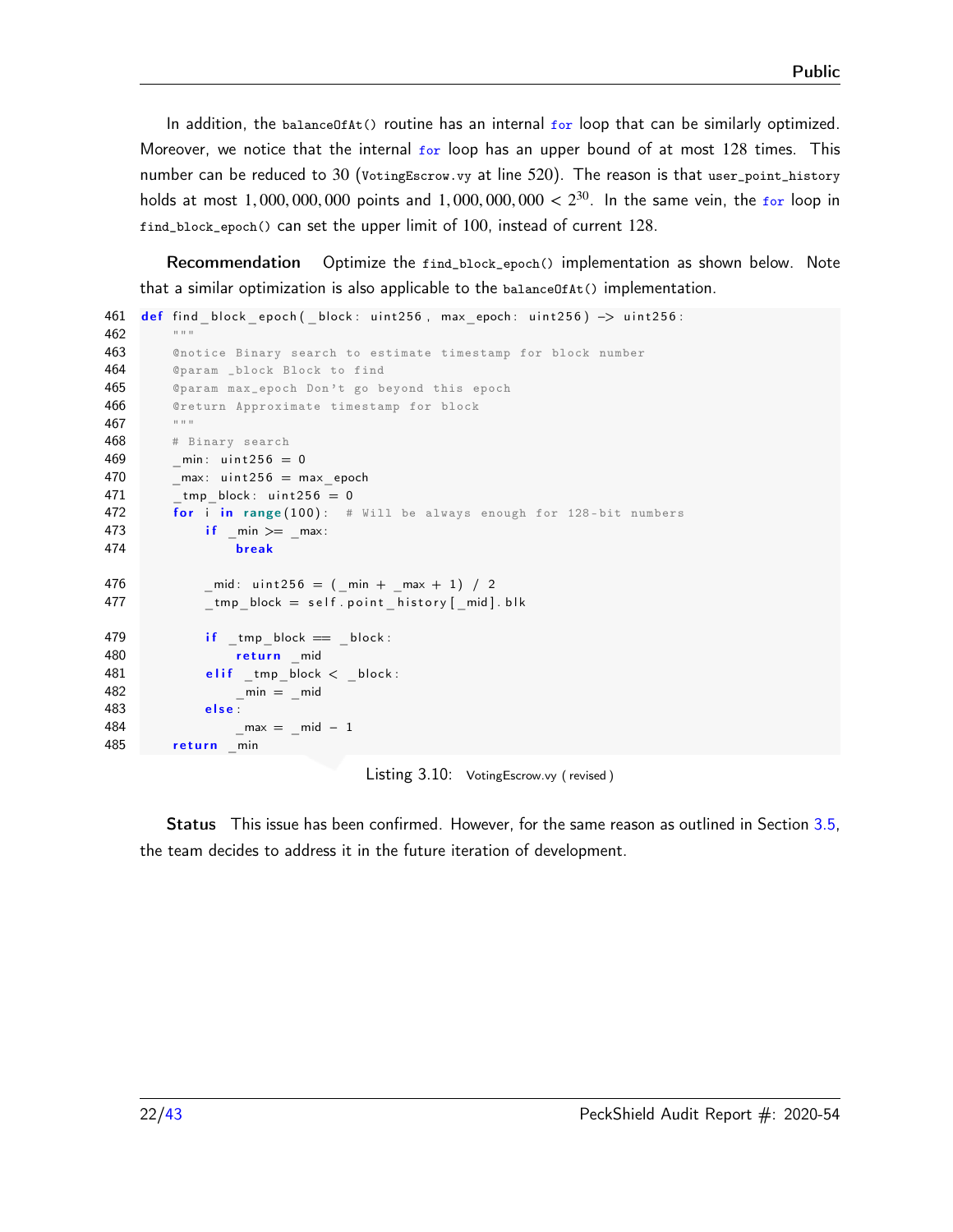In addition, the `balanceOfAt()` routine has an internal `for` loop that can be similarly optimized. Moreover, we notice that the internal `for` loop has an upper bound of at most 128 times. This number can be reduced to 30 (`VotingEscrow.vy` at line 520). The reason is that `user_point_history` holds at most $1,000,000,000$ points and $1,000,000,000 < 2^{30}$. In the same vein, the `for` loop in `find_block_epoch()` can set the upper limit of 100, instead of current 128.

**Recommendation** Optimize the `find_block_epoch()` implementation as shown below. Note that a similar optimization is also applicable to the `balanceOfAt()` implementation.

```
461 def find_block_epoch(_block: uint256, max_epoch: uint256) -> uint256:
462     """
463     @notice Binary search to estimate timestamp for block number
464     @param _block Block to find
465     @param max_epoch Don't go beyond this epoch
466     @return Approximate timestamp for block
467     """
468     # Binary search
469     _min: uint256 = 0
470     _max: uint256 = max_epoch
471     _tmp_block: uint256 = 0
472     for i in range(100):  # Will be always enough for 128-bit numbers
473         if _min >= _max:
474             break

476         _mid: uint256 = (_min + _max + 1) / 2
477         _tmp_block = self.point_history[_mid].blk

479         if _tmp_block == _block:
480             return _mid
481         elif _tmp_block < _block:
482             _min = _mid
483         else:
484             _max = _mid - 1
485     return _min
```

Listing 3.10: VotingEscrow.vy (revised)

**Status** This issue has been confirmed. However, for the same reason as outlined in Section 3.5, the team decides to address it in the future iteration of development.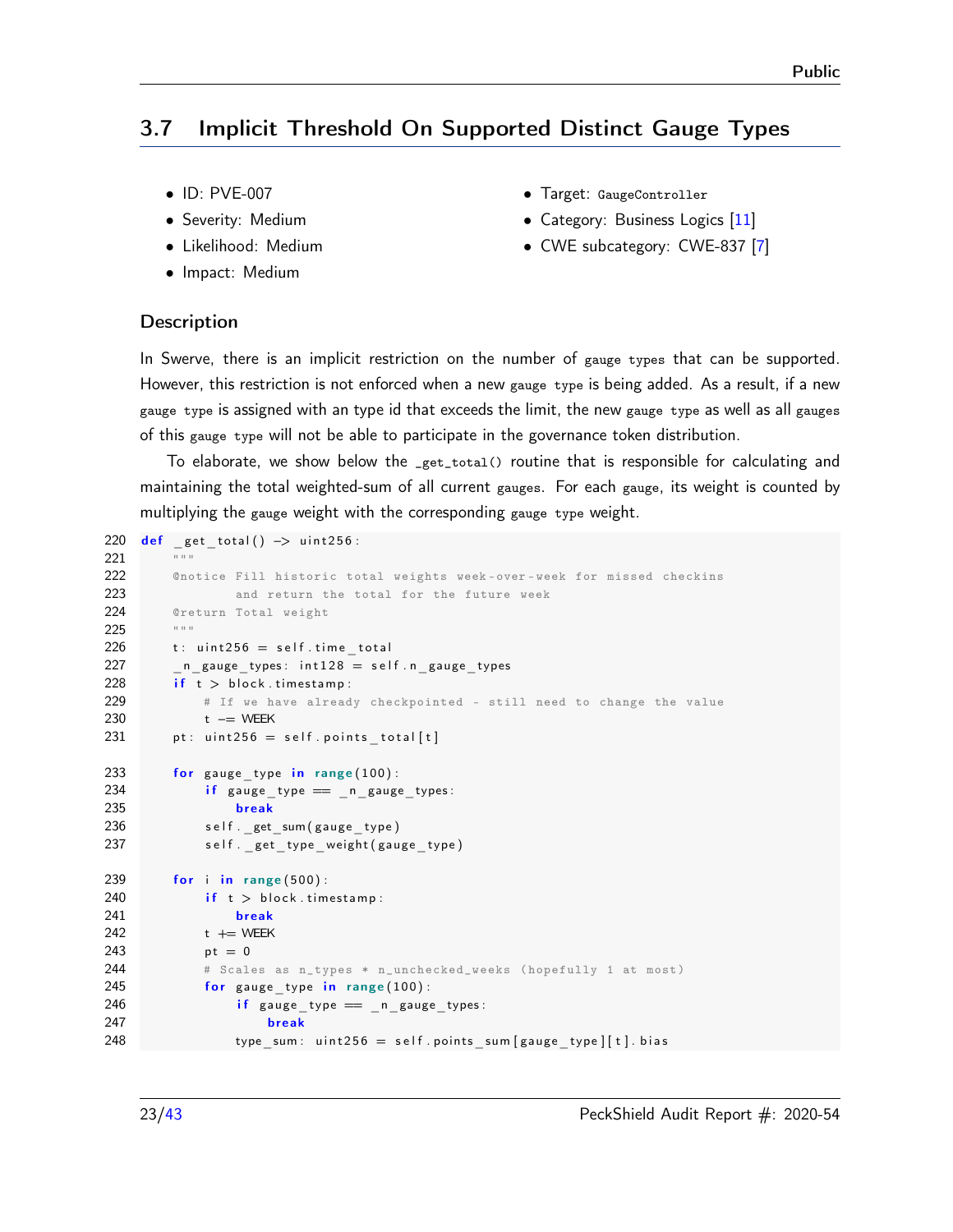## 3.7 Implicit Threshold On Supported Distinct Gauge Types

- ID: PVE-007
- Severity: Medium
- Likelihood: Medium
- Impact: Medium
- Target: `GaugeController`
- Category: Business Logics [11]
- CWE subcategory: CWE-837 [7]

### Description

In Swerve, there is an implicit restriction on the number of gauge types that can be supported. However, this restriction is not enforced when a new gauge type is being added. As a result, if a new gauge type is assigned with an type id that exceeds the limit, the new gauge type as well as all gauges of this gauge type will not be able to participate in the governance token distribution.

To elaborate, we show below the `_get_total()` routine that is responsible for calculating and maintaining the total weighted-sum of all current gauges. For each gauge, its weight is counted by multiplying the gauge weight with the corresponding gauge type weight.

```
220 def _get_total() -> uint256:
221     """
222     @notice Fill historic total weights week-over-week for missed checkins
223             and return the total for the future week
224     @return Total weight
225     """
226     t: uint256 = self.time_total
227     _n_gauge_types: int128 = self.n_gauge_types
228     if t > block.timestamp:
229         # If we have already checkpointed - still need to change the value
230         t -= WEEK
231     pt: uint256 = self.points_total[t]

233     for gauge_type in range(100):
234         if gauge_type == _n_gauge_types:
235             break
236         self._get_sum(gauge_type)
237         self._get_type_weight(gauge_type)

239     for i in range(500):
240         if t > block.timestamp:
241             break
242         t += WEEK
243         pt = 0
244         # Scales as n_types * n_unchecked_weeks (hopefully 1 at most)
245         for gauge_type in range(100):
246             if gauge_type == _n_gauge_types:
247                 break
248             type_sum: uint256 = self.points_sum[gauge_type][t].bias
```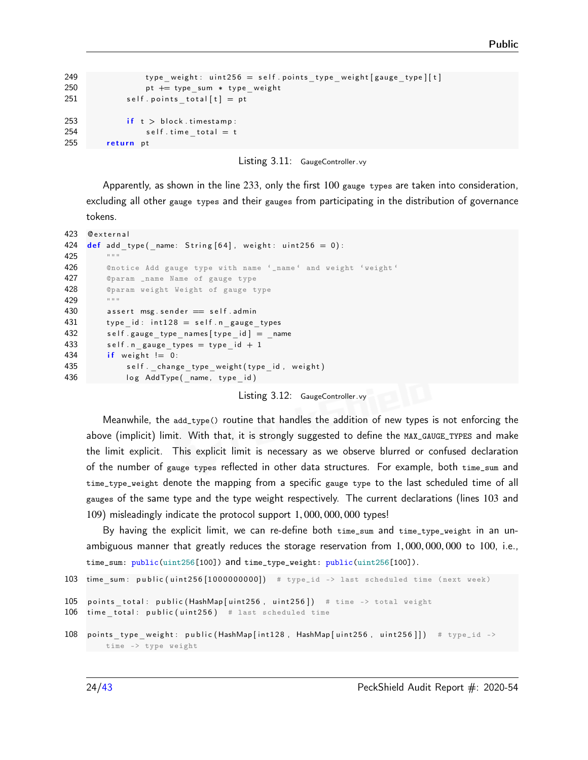```
249             type_weight: uint256 = self.points_type_weight[gauge_type][t]
250             pt += type_sum * type_weight
251         self.points_total[t] = pt

253         if t > block.timestamp:
254             self.time_total = t
255     return pt
```

Listing 3.11: GaugeController.vy

Apparently, as shown in the line 233, only the first 100 gauge types are taken into consideration, excluding all other gauge types and their gauges from participating in the distribution of governance tokens.

```
423 @external
424 def add_type(_name: String[64], weight: uint256 = 0):
425     """
426     @notice Add gauge type with name `_name` and weight `weight`
427     @param _name Name of gauge type
428     @param weight Weight of gauge type
429     """
430     assert msg.sender == self.admin
431     type_id: int128 = self.n_gauge_types
432     self.gauge_type_names[type_id] = _name
433     self.n_gauge_types = type_id + 1
434     if weight != 0:
435         self._change_type_weight(type_id, weight)
436         log AddType(_name, type_id)
```

Listing 3.12: GaugeController.vy

Meanwhile, the add_type() routine that handles the addition of new types is not enforcing the above (implicit) limit. With that, it is strongly suggested to define the MAX_GAUGE_TYPES and make the limit explicit. This explicit limit is necessary as we observe blurred or confused declaration of the number of gauge types reflected in other data structures. For example, both time_sum and time_type_weight denote the mapping from a specific gauge type to the last scheduled time of all gauges of the same type and the type weight respectively. The current declarations (lines 103 and 109) misleadingly indicate the protocol support 1,000,000,000 types!

By having the explicit limit, we can re-define both time_sum and time_type_weight in an unambiguous manner that greatly reduces the storage reservation from 1,000,000,000 to 100, i.e., time_sum: public(uint256[100]) and time_type_weight: public(uint256[100]).

```
103 time_sum: public(uint256[1000000000])  # type_id -> last scheduled time (next week)

105 points_total: public(HashMap[uint256, uint256])  # time -> total weight
106 time_total: public(uint256)  # last scheduled time

108 points_type_weight: public(HashMap[int128, HashMap[uint256, uint256]])  # type_id ->
        time -> type weight
```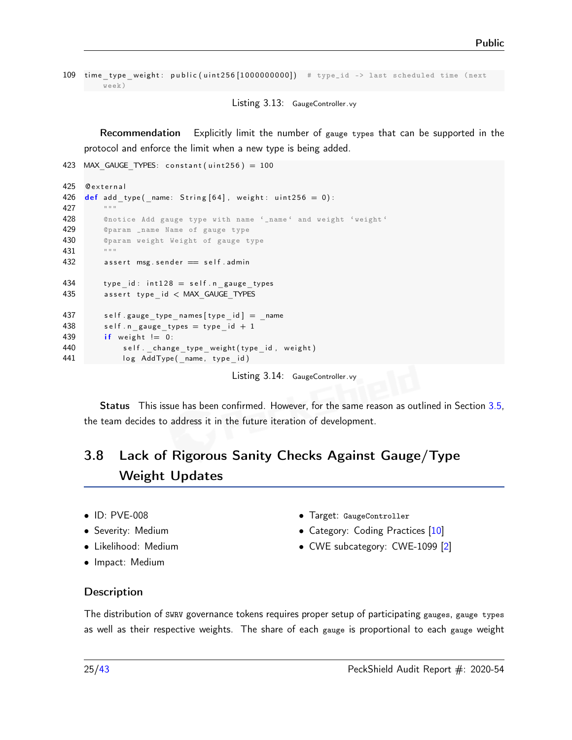```
109 time_type_weight: public(uint256[1000000000])  # type_id -> last scheduled time (next
      week)
```

Listing 3.13: GaugeController.vy

**Recommendation** Explicitly limit the number of `gauge types` that can be supported in the protocol and enforce the limit when a new type is being added.

```
423 MAX_GAUGE_TYPES: constant(uint256) = 100

425 @external
426 def add_type(_name: String[64], weight: uint256 = 0):
427     """
428     @notice Add gauge type with name '_name' and weight 'weight'
429     @param _name Name of gauge type
430     @param weight Weight of gauge type
431     """
432     assert msg.sender == self.admin

434     type_id: int128 = self.n_gauge_types
435     assert type_id < MAX_GAUGE_TYPES

437     self.gauge_type_names[type_id] = _name
438     self.n_gauge_types = type_id + 1
439     if weight != 0:
440         self._change_type_weight(type_id, weight)
441         log AddType(_name, type_id)
```

Listing 3.14: GaugeController.vy

**Status** This issue has been confirmed. However, for the same reason as outlined in Section 3.5, the team decides to address it in the future iteration of development.

## 3.8 Lack of Rigorous Sanity Checks Against Gauge/Type Weight Updates

- ID: PVE-008
- Severity: Medium
- Likelihood: Medium
- Impact: Medium
- Target: `GaugeController`
- Category: Coding Practices [10]
- CWE subcategory: CWE-1099 [2]

### Description

The distribution of `SWRV` governance tokens requires proper setup of participating `gauges`, `gauge types` as well as their respective weights. The share of each `gauge` is proportional to each `gauge` weight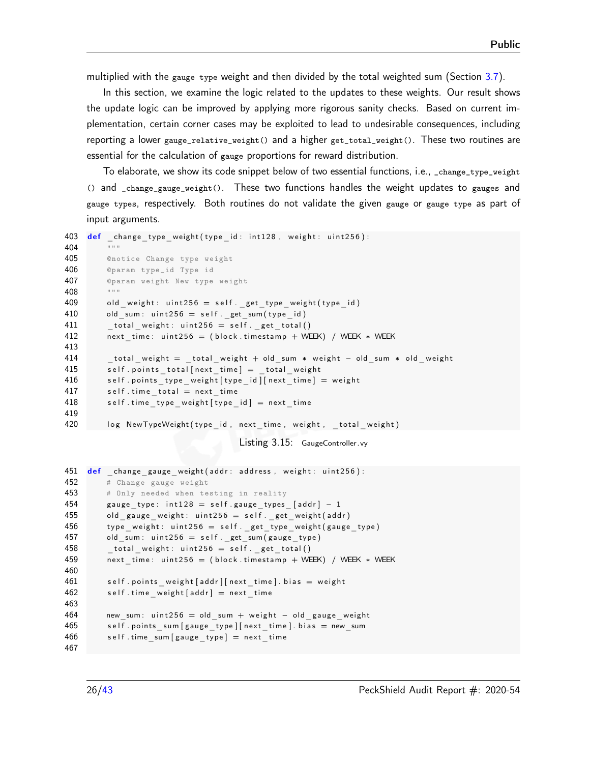multiplied with the `gauge type` weight and then divided by the total weighted sum (Section 3.7).

In this section, we examine the logic related to the updates to these weights. Our result shows the update logic can be improved by applying more rigorous sanity checks. Based on current implementation, certain corner cases may be exploited to lead to undesirable consequences, including reporting a lower `gauge_relative_weight()` and a higher `get_total_weight()`. These two routines are essential for the calculation of `gauge` proportions for reward distribution.

To elaborate, we show its code snippet below of two essential functions, i.e., `_change_type_weight()` and `_change_gauge_weight()`. These two functions handles the weight updates to `gauges` and `gauge types`, respectively. Both routines do not validate the given `gauge` or `gauge type` as part of input arguments.

```
403 def _change_type_weight(type_id: int128, weight: uint256):
404     """
405     @notice Change type weight
406     @param type_id Type id
407     @param weight New type weight
408     """
409     old_weight: uint256 = self._get_type_weight(type_id)
410     old_sum: uint256 = self._get_sum(type_id)
411     _total_weight: uint256 = self._get_total()
412     next_time: uint256 = (block.timestamp + WEEK) / WEEK * WEEK
413 
414     _total_weight = _total_weight + old_sum * weight - old_sum * old_weight
415     self.points_total[next_time] = _total_weight
416     self.points_type_weight[type_id][next_time] = weight
417     self.time_total = next_time
418     self.time_type_weight[type_id] = next_time
419 
420     log NewTypeWeight(type_id, next_time, weight, _total_weight)
```

Listing 3.15: GaugeController.vy

```
451 def _change_gauge_weight(addr: address, weight: uint256):
452     # Change gauge weight
453     # Only needed when testing in reality
454     gauge_type: int128 = self.gauge_types_[addr] - 1
455     old_gauge_weight: uint256 = self._get_weight(addr)
456     type_weight: uint256 = self._get_type_weight(gauge_type)
457     old_sum: uint256 = self._get_sum(gauge_type)
458     _total_weight: uint256 = self._get_total()
459     next_time: uint256 = (block.timestamp + WEEK) / WEEK * WEEK
460 
461     self.points_weight[addr][next_time].bias = weight
462     self.time_weight[addr] = next_time
463 
464     new_sum: uint256 = old_sum + weight - old_gauge_weight
465     self.points_sum[gauge_type][next_time].bias = new_sum
466     self.time_sum[gauge_type] = next_time
467 
```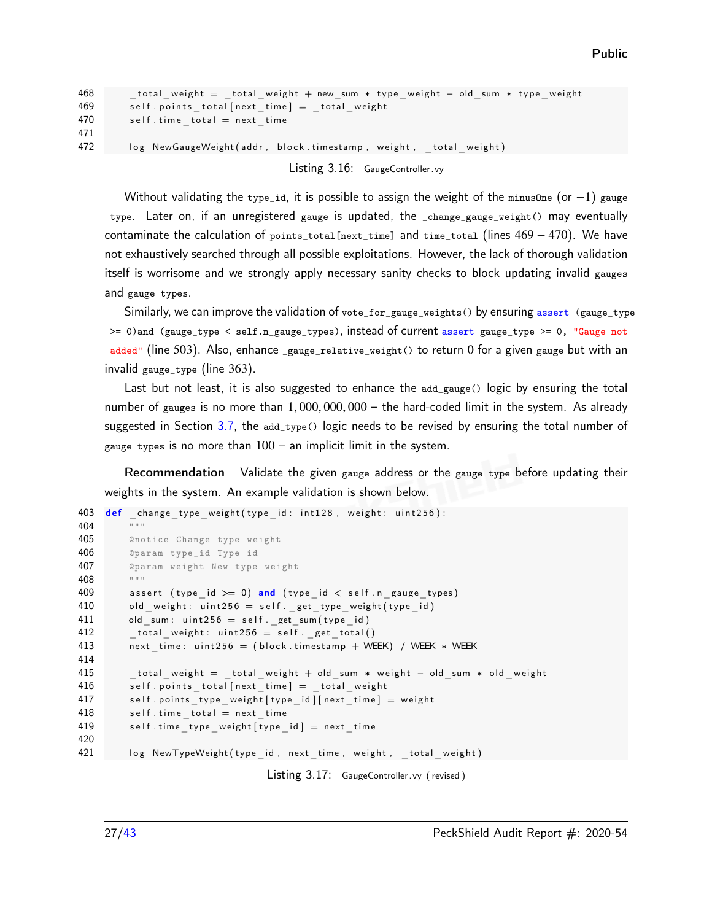```
468         _total_weight = _total_weight + new_sum * type_weight - old_sum * type_weight
469         self.points_total[next_time] = _total_weight
470         self.time_total = next_time
471
472         log NewGaugeWeight(addr, block.timestamp, weight, _total_weight)
```

Listing 3.16: GaugeController.vy

Without validating the `type_id`, it is possible to assign the weight of the `minusOne` (or $-1$) `gauge type`. Later on, if an unregistered `gauge` is updated, the `_change_gauge_weight()` may eventually contaminate the calculation of `points_total[next_time]` and `time_total` (lines $469-470$). We have not exhaustively searched through all possible exploitations. However, the lack of thorough validation itself is worrisome and we strongly apply necessary sanity checks to block updating invalid `gauges` and `gauge types`.

Similarly, we can improve the validation of `vote_for_gauge_weights()` by ensuring `assert (gauge_type >= 0)and (gauge_type < self.n_gauge_types)`, instead of current `assert gauge_type >= 0, "Gauge not added"` (line 503). Also, enhance `_gauge_relative_weight()` to return 0 for a given `gauge` but with an invalid `gauge_type` (line 363).

Last but not least, it is also suggested to enhance the `add_gauge()` logic by ensuring the total number of `gauges` is no more than $1,000,000,000$ – the hard-coded limit in the system. As already suggested in Section 3.7, the `add_type()` logic needs to be revised by ensuring the total number of `gauge types` is no more than 100 – an implicit limit in the system.

**Recommendation** Validate the given `gauge` address or the `gauge type` before updating their weights in the system. An example validation is shown below.

```
403 def _change_type_weight(type_id: int128, weight: uint256):
404     """
405     @notice Change type weight
406     @param type_id Type id
407     @param weight New type weight
408     """
409     assert (type_id >= 0) and (type_id < self.n_gauge_types)
410     old_weight: uint256 = self._get_type_weight(type_id)
411     old_sum: uint256 = self._get_sum(type_id)
412     _total_weight: uint256 = self._get_total()
413     next_time: uint256 = (block.timestamp + WEEK) / WEEK * WEEK
414
415     _total_weight = _total_weight + old_sum * weight - old_sum * old_weight
416     self.points_total[next_time] = _total_weight
417     self.points_type_weight[type_id][next_time] = weight
418     self.time_total = next_time
419     self.time_type_weight[type_id] = next_time
420
421     log NewTypeWeight(type_id, next_time, weight, _total_weight)
```

Listing 3.17: GaugeController.vy (revised)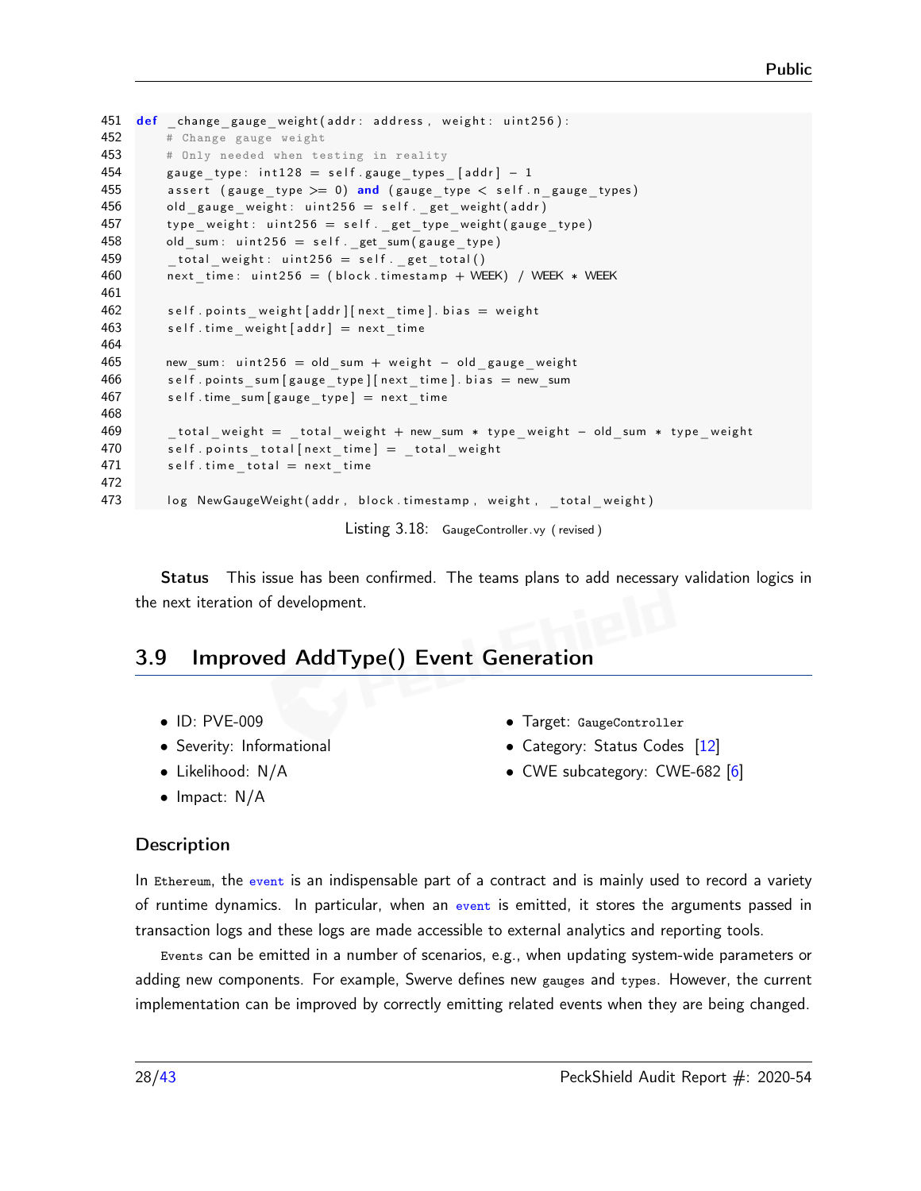```
451 def _change_gauge_weight(addr: address, weight: uint256):
452     # Change gauge weight
453     # Only needed when testing in reality
454     gauge_type: int128 = self.gauge_types_[addr] - 1
455     assert (gauge_type >= 0) and (gauge_type < self.n_gauge_types)
456     old_gauge_weight: uint256 = self._get_weight(addr)
457     type_weight: uint256 = self._get_type_weight(gauge_type)
458     old_sum: uint256 = self._get_sum(gauge_type)
459     _total_weight: uint256 = self._get_total()
460     next_time: uint256 = (block.timestamp + WEEK) / WEEK * WEEK
461
462     self.points_weight[addr][next_time].bias = weight
463     self.time_weight[addr] = next_time
464
465     new_sum: uint256 = old_sum + weight - old_gauge_weight
466     self.points_sum[gauge_type][next_time].bias = new_sum
467     self.time_sum[gauge_type] = next_time
468
469     _total_weight = _total_weight + new_sum * type_weight - old_sum * type_weight
470     self.points_total[next_time] = _total_weight
471     self.time_total = next_time
472
473     log NewGaugeWeight(addr, block.timestamp, weight, _total_weight)
```

Listing 3.18: GaugeController.vy (revised)

**Status** This issue has been confirmed. The teams plans to add necessary validation logics in the next iteration of development.

## 3.9 Improved AddType() Event Generation

- ID: PVE-009
- Severity: Informational
- Likelihood: N/A
- Impact: N/A
- Target: GaugeController
- Category: Status Codes [12]
- CWE subcategory: CWE-682 [6]

### Description

In Ethereum, the event is an indispensable part of a contract and is mainly used to record a variety of runtime dynamics. In particular, when an event is emitted, it stores the arguments passed in transaction logs and these logs are made accessible to external analytics and reporting tools.

Events can be emitted in a number of scenarios, e.g., when updating system-wide parameters or adding new components. For example, Swerve defines new gauges and types. However, the current implementation can be improved by correctly emitting related events when they are being changed.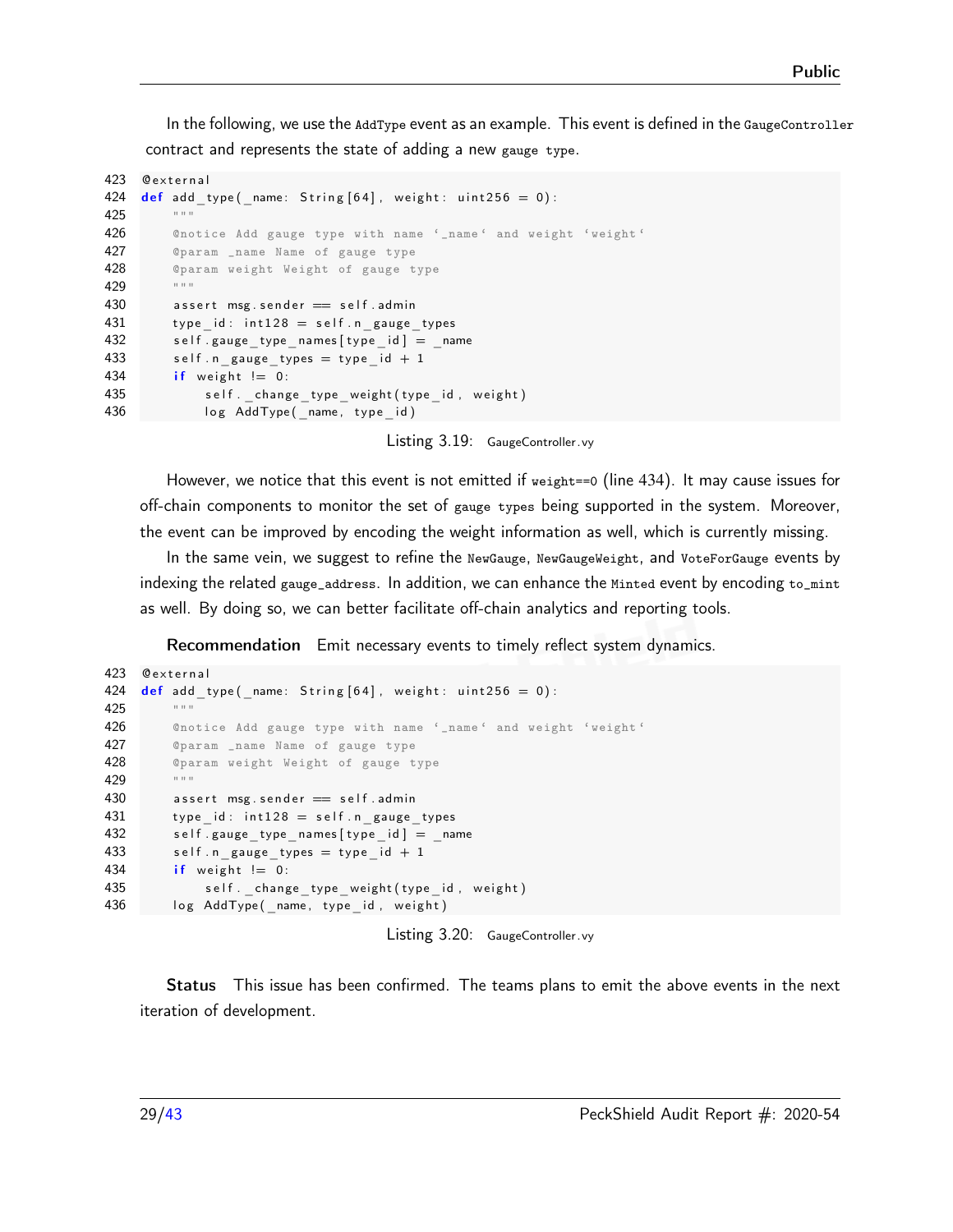In the following, we use the `AddType` event as an example. This event is defined in the `GaugeController` contract and represents the state of adding a new `gauge type`.

```
423 @external
424 def add_type(_name: String[64], weight: uint256 = 0):
425     """
426     @notice Add gauge type with name `_name` and weight `weight`
427     @param _name Name of gauge type
428     @param weight Weight of gauge type
429     """
430     assert msg.sender == self.admin
431     type_id: int128 = self.n_gauge_types
432     self.gauge_type_names[type_id] = _name
433     self.n_gauge_types = type_id + 1
434     if weight != 0:
435         self._change_type_weight(type_id, weight)
436         log AddType(_name, type_id)
```

Listing 3.19: GaugeController.vy

However, we notice that this event is not emitted if `weight==0` (line 434). It may cause issues for off-chain components to monitor the set of `gauge types` being supported in the system. Moreover, the event can be improved by encoding the weight information as well, which is currently missing.

In the same vein, we suggest to refine the `NewGauge`, `NewGaugeWeight`, and `VoteForGauge` events by indexing the related `gauge_address`. In addition, we can enhance the `Minted` event by encoding `to_mint` as well. By doing so, we can better facilitate off-chain analytics and reporting tools.

**Recommendation** Emit necessary events to timely reflect system dynamics.

```
423 @external
424 def add_type(_name: String[64], weight: uint256 = 0):
425     """
426     @notice Add gauge type with name `_name` and weight `weight`
427     @param _name Name of gauge type
428     @param weight Weight of gauge type
429     """
430     assert msg.sender == self.admin
431     type_id: int128 = self.n_gauge_types
432     self.gauge_type_names[type_id] = _name
433     self.n_gauge_types = type_id + 1
434     if weight != 0:
435         self._change_type_weight(type_id, weight)
436     log AddType(_name, type_id, weight)
```

Listing 3.20: GaugeController.vy

**Status** This issue has been confirmed. The teams plans to emit the above events in the next iteration of development.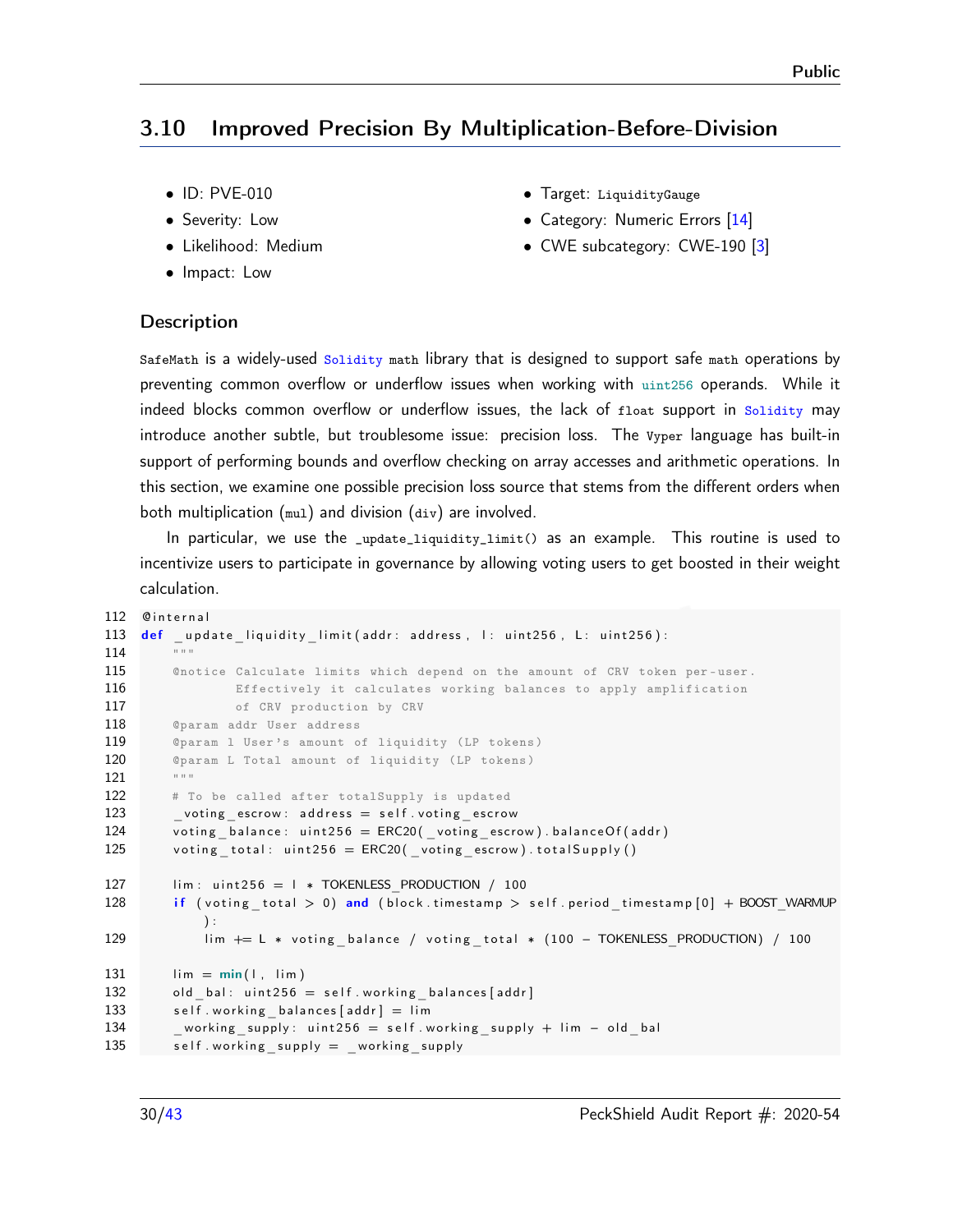## 3.10 Improved Precision By Multiplication-Before-Division

- ID: PVE-010
- Severity: Low
- Likelihood: Medium
- Impact: Low
- Target: LiquidityGauge
- Category: Numeric Errors [14]
- CWE subcategory: CWE-190 [3]

### Description

SafeMath is a widely-used Solidity math library that is designed to support safe math operations by preventing common overflow or underflow issues when working with uint256 operands. While it indeed blocks common overflow or underflow issues, the lack of float support in Solidity may introduce another subtle, but troublesome issue: precision loss. The Vyper language has built-in support of performing bounds and overflow checking on array accesses and arithmetic operations. In this section, we examine one possible precision loss source that stems from the different orders when both multiplication (mul) and division (div) are involved.

In particular, we use the _update_liquidity_limit() as an example. This routine is used to incentivize users to participate in governance by allowing voting users to get boosted in their weight calculation.

```
112 @internal
113 def _update_liquidity_limit(addr: address, l: uint256, L: uint256):
114     """
115     @notice Calculate limits which depend on the amount of CRV token per-user.
116             Effectively it calculates working balances to apply amplification
117             of CRV production by CRV
118     @param addr User address
119     @param l User's amount of liquidity (LP tokens)
120     @param L Total amount of liquidity (LP tokens)
121     """
122     # To be called after totalSupply is updated
123     _voting_escrow: address = self.voting_escrow
124     voting_balance: uint256 = ERC20(_voting_escrow).balanceOf(addr)
125     voting_total: uint256 = ERC20(_voting_escrow).totalSupply()

127     lim: uint256 = l * TOKENLESS_PRODUCTION / 100
128     if (voting_total > 0) and (block.timestamp > self.period_timestamp[0] + BOOST_WARMUP
            ):
129         lim += L * voting_balance / voting_total * (100 - TOKENLESS_PRODUCTION) / 100

131     lim = min(l, lim)
132     old_bal: uint256 = self.working_balances[addr]
133     self.working_balances[addr] = lim
134     _working_supply: uint256 = self.working_supply + lim - old_bal
135     self.working_supply = _working_supply
```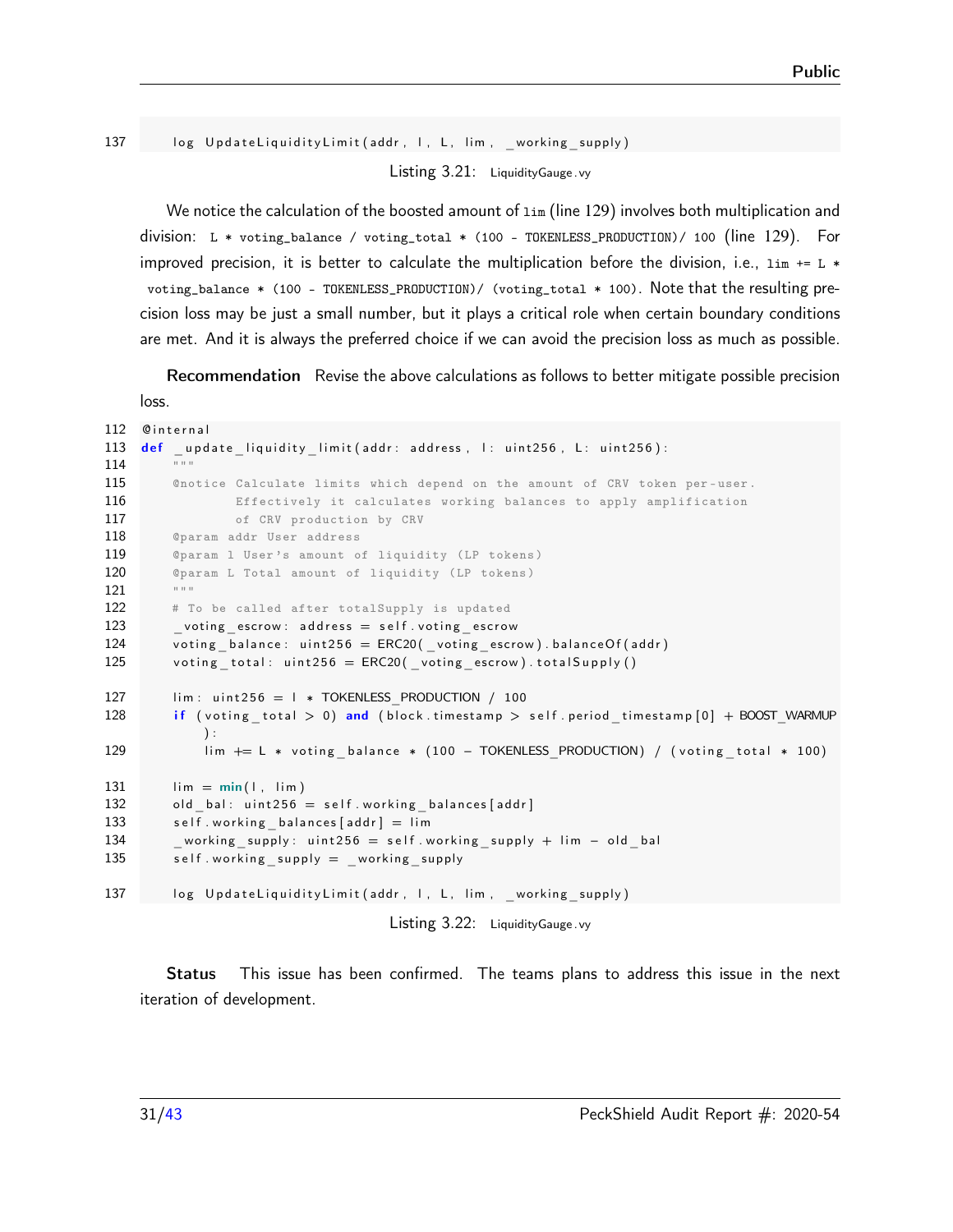```
137     log UpdateLiquidityLimit(addr, l, L, lim, _working_supply)
```

Listing 3.21: LiquidityGauge.vy

We notice the calculation of the boosted amount of `lim` (line 129) involves both multiplication and division: `L * voting_balance / voting_total * (100 - TOKENLESS_PRODUCTION)/ 100` (line 129). For improved precision, it is better to calculate the multiplication before the division, i.e., `lim += L * voting_balance * (100 - TOKENLESS_PRODUCTION)/ (voting_total * 100)`. Note that the resulting precision loss may be just a small number, but it plays a critical role when certain boundary conditions are met. And it is always the preferred choice if we can avoid the precision loss as much as possible.

**Recommendation** Revise the above calculations as follows to better mitigate possible precision loss.

```
112 @internal
113 def _update_liquidity_limit(addr: address, l: uint256, L: uint256):
114     """
115     @notice Calculate limits which depend on the amount of CRV token per-user.
116             Effectively it calculates working balances to apply amplification
117             of CRV production by CRV
118     @param addr User address
119     @param l User's amount of liquidity (LP tokens)
120     @param L Total amount of liquidity (LP tokens)
121     """
122     # To be called after totalSupply is updated
123     _voting_escrow: address = self.voting_escrow
124     voting_balance: uint256 = ERC20(_voting_escrow).balanceOf(addr)
125     voting_total: uint256 = ERC20(_voting_escrow).totalSupply()

127     lim: uint256 = l * TOKENLESS_PRODUCTION / 100
128     if (voting_total > 0) and (block.timestamp > self.period_timestamp[0] + BOOST_WARMUP
            ):
129         lim += L * voting_balance * (100 - TOKENLESS_PRODUCTION) / (voting_total * 100)

131     lim = min(l, lim)
132     old_bal: uint256 = self.working_balances[addr]
133     self.working_balances[addr] = lim
134     _working_supply: uint256 = self.working_supply + lim - old_bal
135     self.working_supply = _working_supply

137     log UpdateLiquidityLimit(addr, l, L, lim, _working_supply)
```

Listing 3.22: LiquidityGauge.vy

**Status** This issue has been confirmed. The teams plans to address this issue in the next iteration of development.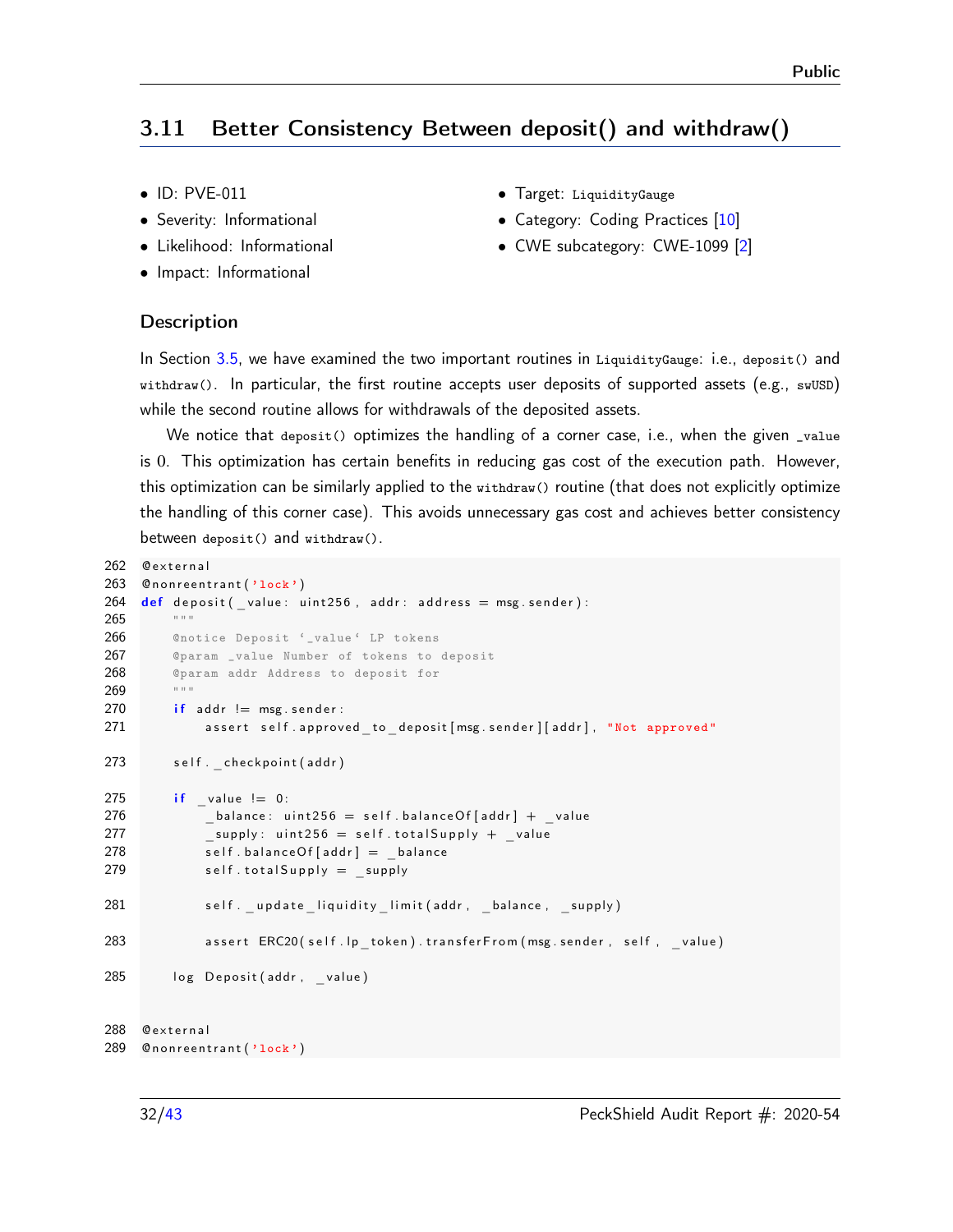## 3.11 Better Consistency Between deposit() and withdraw()

- ID: PVE-011
- Severity: Informational
- Likelihood: Informational
- Impact: Informational
- Target: LiquidityGauge
- Category: Coding Practices [10]
- CWE subcategory: CWE-1099 [2]

### Description

In Section 3.5, we have examined the two important routines in LiquidityGauge: i.e., deposit() and withdraw(). In particular, the first routine accepts user deposits of supported assets (e.g., swUSD) while the second routine allows for withdrawals of the deposited assets.

We notice that deposit() optimizes the handling of a corner case, i.e., when the given _value is 0. This optimization has certain benefits in reducing gas cost of the execution path. However, this optimization can be similarly applied to the withdraw() routine (that does not explicitly optimize the handling of this corner case). This avoids unnecessary gas cost and achieves better consistency between deposit() and withdraw().

```
262 @external
263 @nonreentrant('lock')
264 def deposit(_value: uint256, addr: address = msg.sender):
265     """
266     @notice Deposit `_value` LP tokens
267     @param _value Number of tokens to deposit
268     @param addr Address to deposit for
269     """
270     if addr != msg.sender:
271         assert self.approved_to_deposit[msg.sender][addr], "Not approved"

273     self._checkpoint(addr)

275     if _value != 0:
276         _balance: uint256 = self.balanceOf[addr] + _value
277         _supply: uint256 = self.totalSupply + _value
278         self.balanceOf[addr] = _balance
279         self.totalSupply = _supply

281         self._update_liquidity_limit(addr, _balance, _supply)

283         assert ERC20(self.lp_token).transferFrom(msg.sender, self, _value)

285     log Deposit(addr, _value)


288 @external
289 @nonreentrant('lock')
```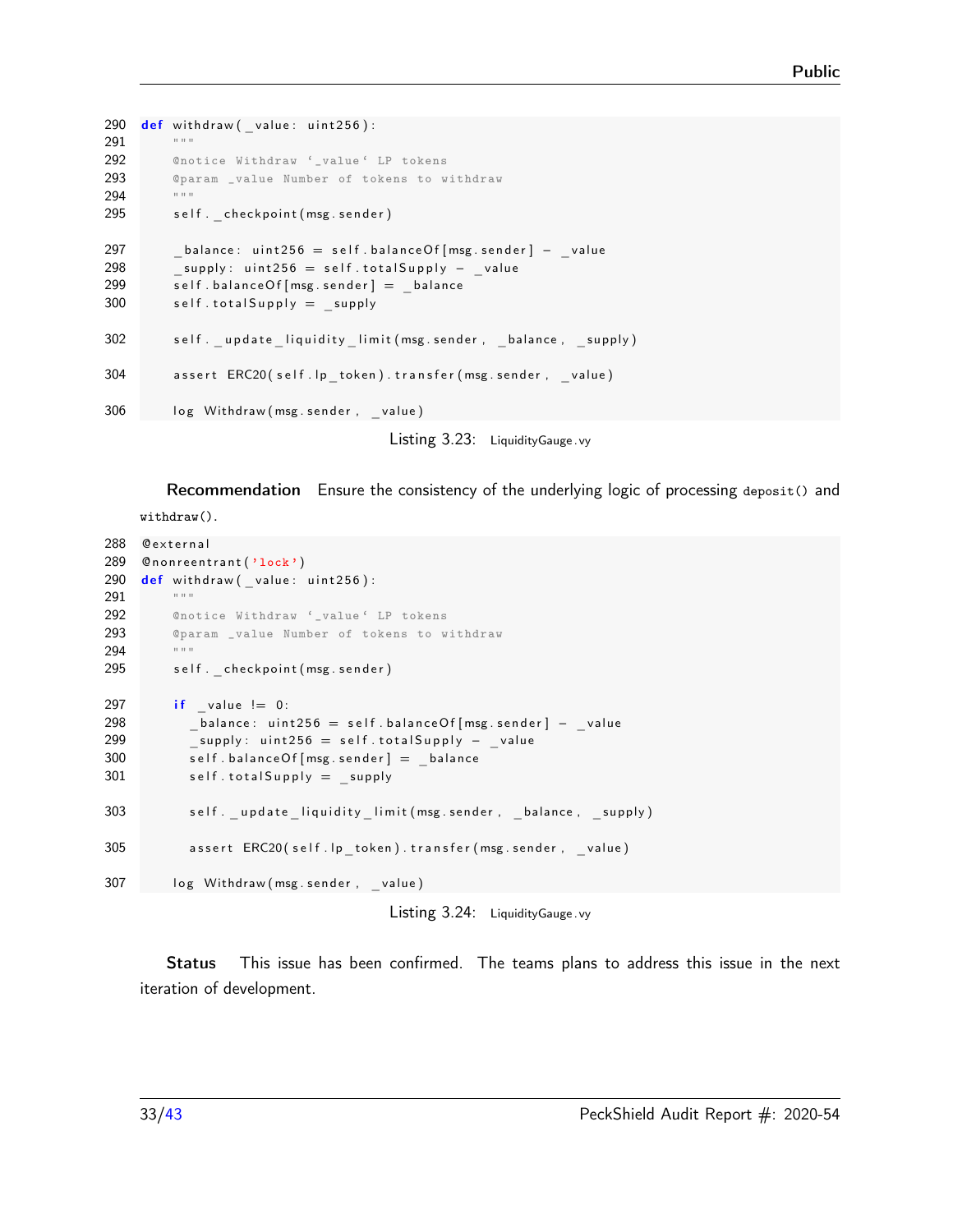```
290 def withdraw(_value: uint256):
291     """
292     @notice Withdraw `_value` LP tokens
293     @param _value Number of tokens to withdraw
294     """
295     self._checkpoint(msg.sender)

297     _balance: uint256 = self.balanceOf[msg.sender] - _value
298     _supply: uint256 = self.totalSupply - _value
299     self.balanceOf[msg.sender] = _balance
300     self.totalSupply = _supply

302     self._update_liquidity_limit(msg.sender, _balance, _supply)

304     assert ERC20(self.lp_token).transfer(msg.sender, _value)

306     log Withdraw(msg.sender, _value)
```

Listing 3.23: LiquidityGauge.vy

**Recommendation** Ensure the consistency of the underlying logic of processing `deposit()` and `withdraw()`.

```
288 @external
289 @nonreentrant('lock')
290 def withdraw(_value: uint256):
291     """
292     @notice Withdraw `_value` LP tokens
293     @param _value Number of tokens to withdraw
294     """
295     self._checkpoint(msg.sender)

297     if _value != 0:
298       _balance: uint256 = self.balanceOf[msg.sender] - _value
299       _supply: uint256 = self.totalSupply - _value
300       self.balanceOf[msg.sender] = _balance
301       self.totalSupply = _supply

303       self._update_liquidity_limit(msg.sender, _balance, _supply)

305       assert ERC20(self.lp_token).transfer(msg.sender, _value)

307     log Withdraw(msg.sender, _value)
```

Listing 3.24: LiquidityGauge.vy

**Status** This issue has been confirmed. The teams plans to address this issue in the next iteration of development.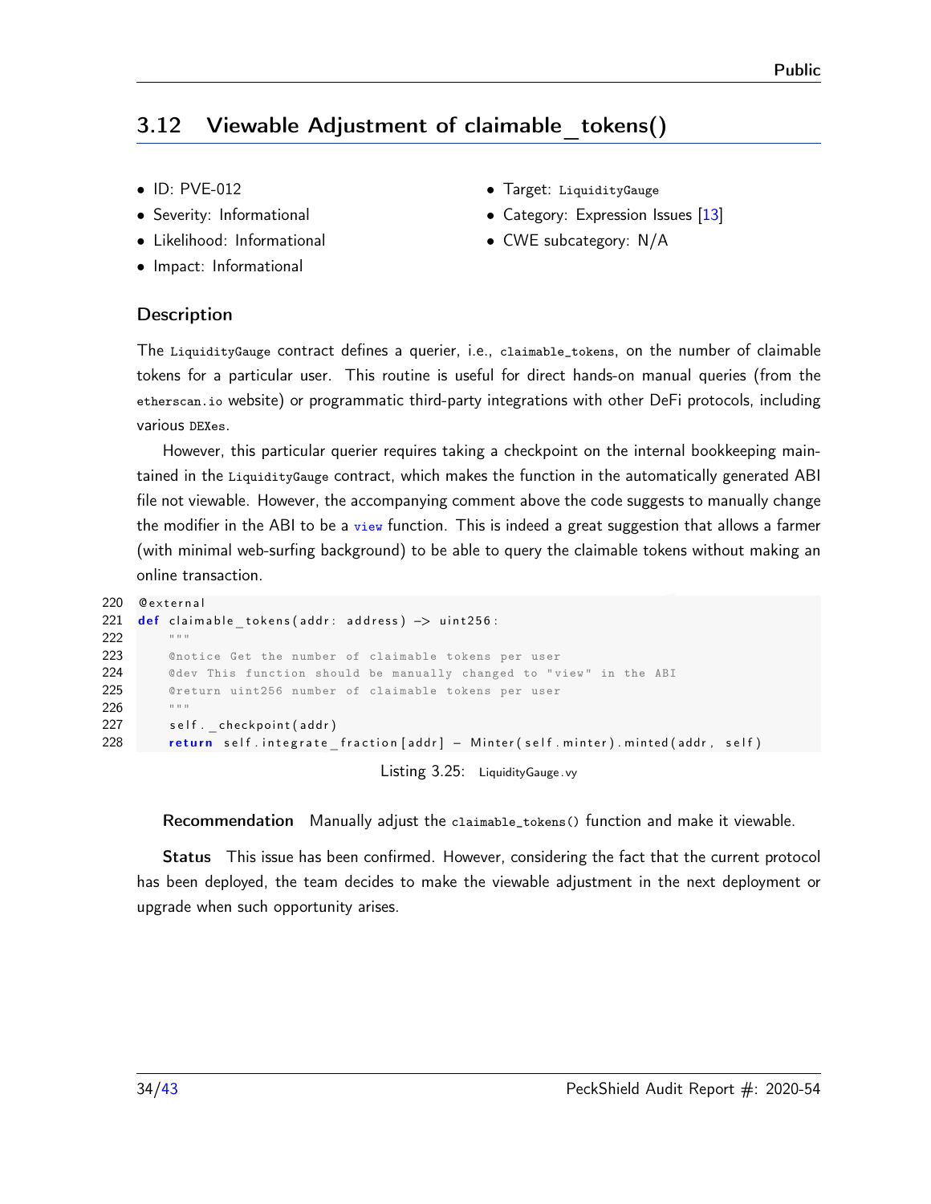## 3.12 Viewable Adjustment of claimable_tokens()

- ID: PVE-012
- Severity: Informational
- Likelihood: Informational
- Impact: Informational
- Target: `LiquidityGauge`
- Category: Expression Issues [13]
- CWE subcategory: N/A

### Description

The `LiquidityGauge` contract defines a querier, i.e., `claimable_tokens`, on the number of claimable tokens for a particular user. This routine is useful for direct hands-on manual queries (from the `etherscan.io` website) or programmatic third-party integrations with other DeFi protocols, including various `DEXes`.

However, this particular querier requires taking a checkpoint on the internal bookkeeping maintained in the `LiquidityGauge` contract, which makes the function in the automatically generated ABI file not viewable. However, the accompanying comment above the code suggests to manually change the modifier in the ABI to be a `view` function. This is indeed a great suggestion that allows a farmer (with minimal web-surfing background) to be able to query the claimable tokens without making an online transaction.

```
220 @external
221 def claimable_tokens(addr: address) -> uint256:
222     """
223     @notice Get the number of claimable tokens per user
224     @dev This function should be manually changed to "view" in the ABI
225     @return uint256 number of claimable tokens per user
226     """
227     self._checkpoint(addr)
228     return self.integrate_fraction[addr] - Minter(self.minter).minted(addr, self)
```

Listing 3.25: LiquidityGauge.vy

**Recommendation** Manually adjust the `claimable_tokens()` function and make it viewable.

**Status** This issue has been confirmed. However, considering the fact that the current protocol has been deployed, the team decides to make the viewable adjustment in the next deployment or upgrade when such opportunity arises.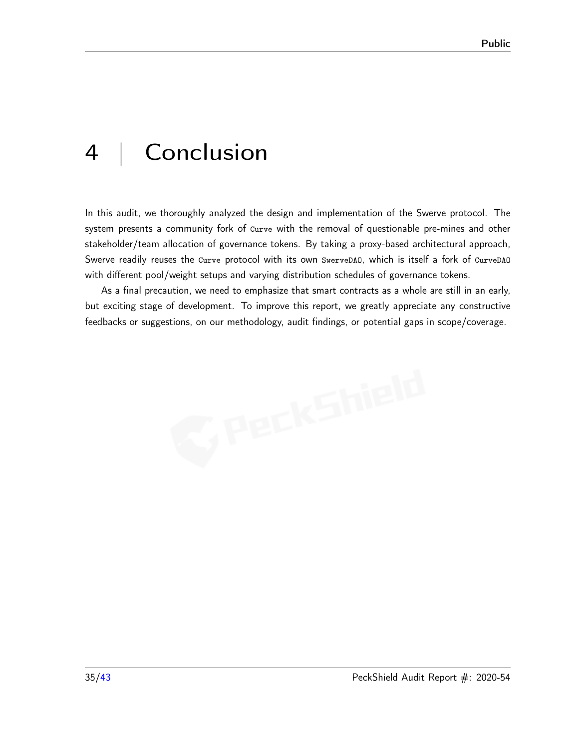# 4 | Conclusion

In this audit, we thoroughly analyzed the design and implementation of the Swerve protocol. The system presents a community fork of `Curve` with the removal of questionable pre-mines and other stakeholder/team allocation of governance tokens. By taking a proxy-based architectural approach, Swerve readily reuses the `Curve` protocol with its own `SwerveDAO`, which is itself a fork of `CurveDAO` with different pool/weight setups and varying distribution schedules of governance tokens.

As a final precaution, we need to emphasize that smart contracts as a whole are still in an early, but exciting stage of development. To improve this report, we greatly appreciate any constructive feedbacks or suggestions, on our methodology, audit findings, or potential gaps in scope/coverage.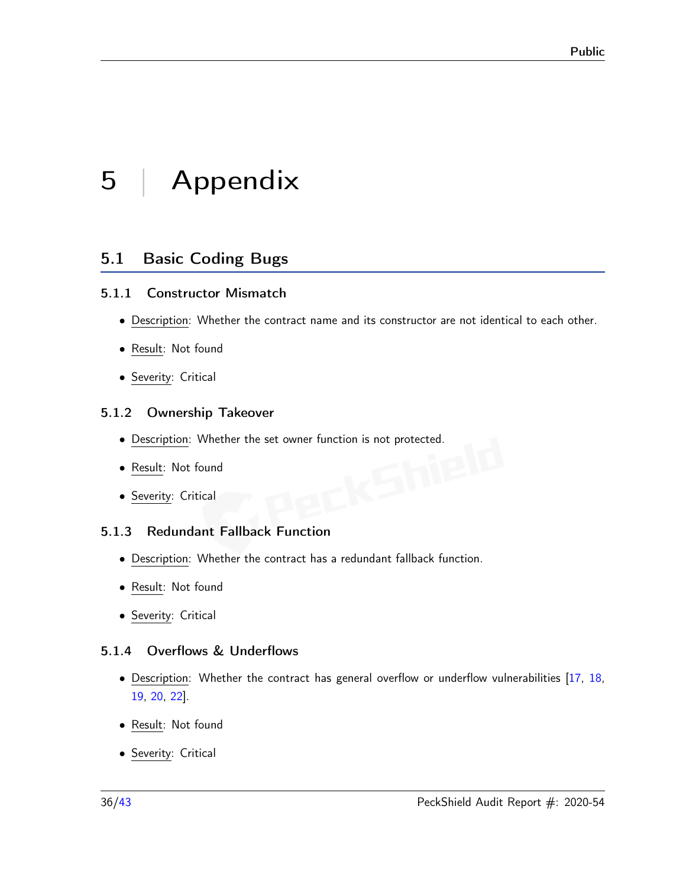# 5 | Appendix

## 5.1 Basic Coding Bugs

### 5.1.1 Constructor Mismatch

- Description: Whether the contract name and its constructor are not identical to each other.
- Result: Not found
- Severity: Critical

### 5.1.2 Ownership Takeover

- Description: Whether the set owner function is not protected.
- Result: Not found
- Severity: Critical

### 5.1.3 Redundant Fallback Function

- Description: Whether the contract has a redundant fallback function.
- Result: Not found
- Severity: Critical

### 5.1.4 Overflows & Underflows

- Description: Whether the contract has general overflow or underflow vulnerabilities [17, 18, 19, 20, 22].
- Result: Not found
- Severity: Critical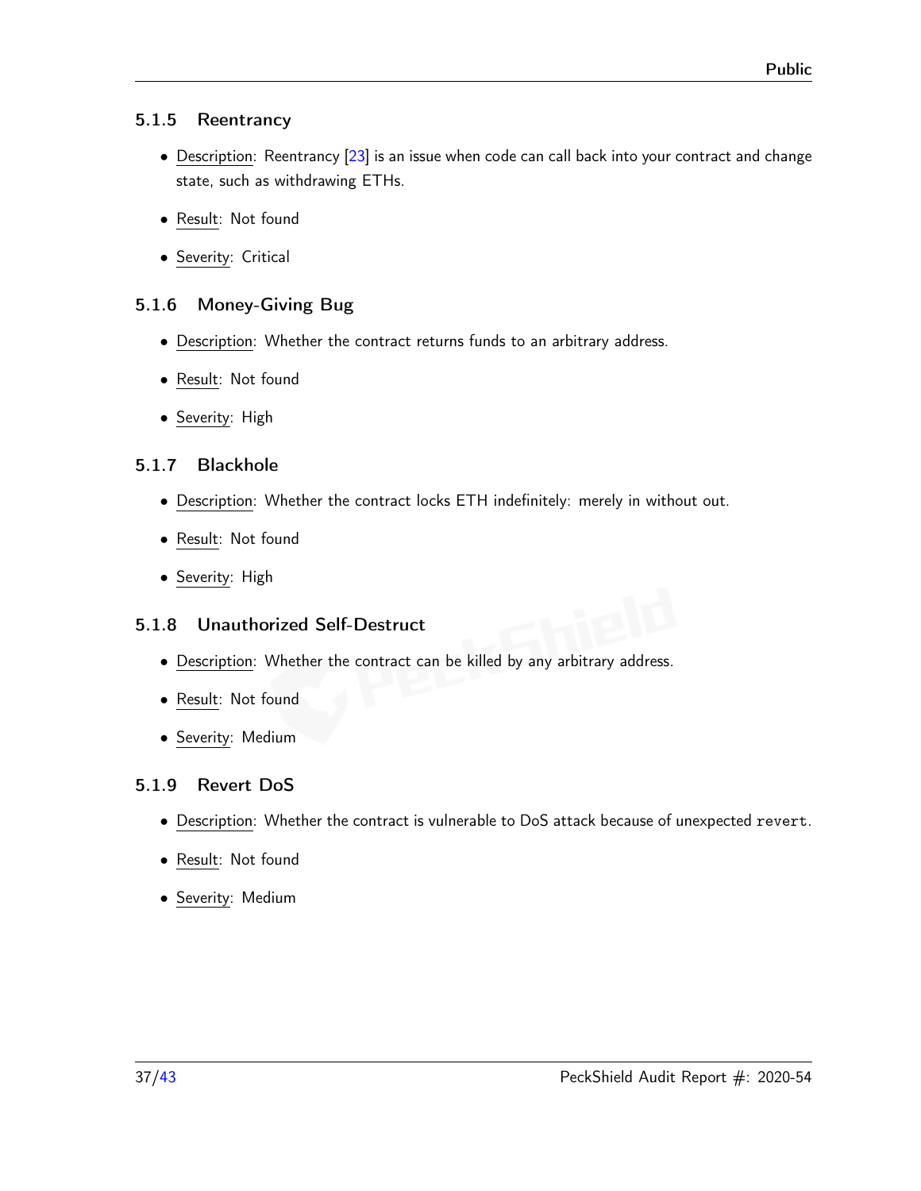#### 5.1.5 Reentrancy

- Description: Reentrancy [23] is an issue when code can call back into your contract and change state, such as withdrawing ETHs.
- Result: Not found
- Severity: Critical

#### 5.1.6 Money-Giving Bug

- Description: Whether the contract returns funds to an arbitrary address.
- Result: Not found
- Severity: High

#### 5.1.7 Blackhole

- Description: Whether the contract locks ETH indefinitely: merely in without out.
- Result: Not found
- Severity: High

#### 5.1.8 Unauthorized Self-Destruct

- Description: Whether the contract can be killed by any arbitrary address.
- Result: Not found
- Severity: Medium

#### 5.1.9 Revert DoS

- Description: Whether the contract is vulnerable to DoS attack because of unexpected `revert`.
- Result: Not found
- Severity: Medium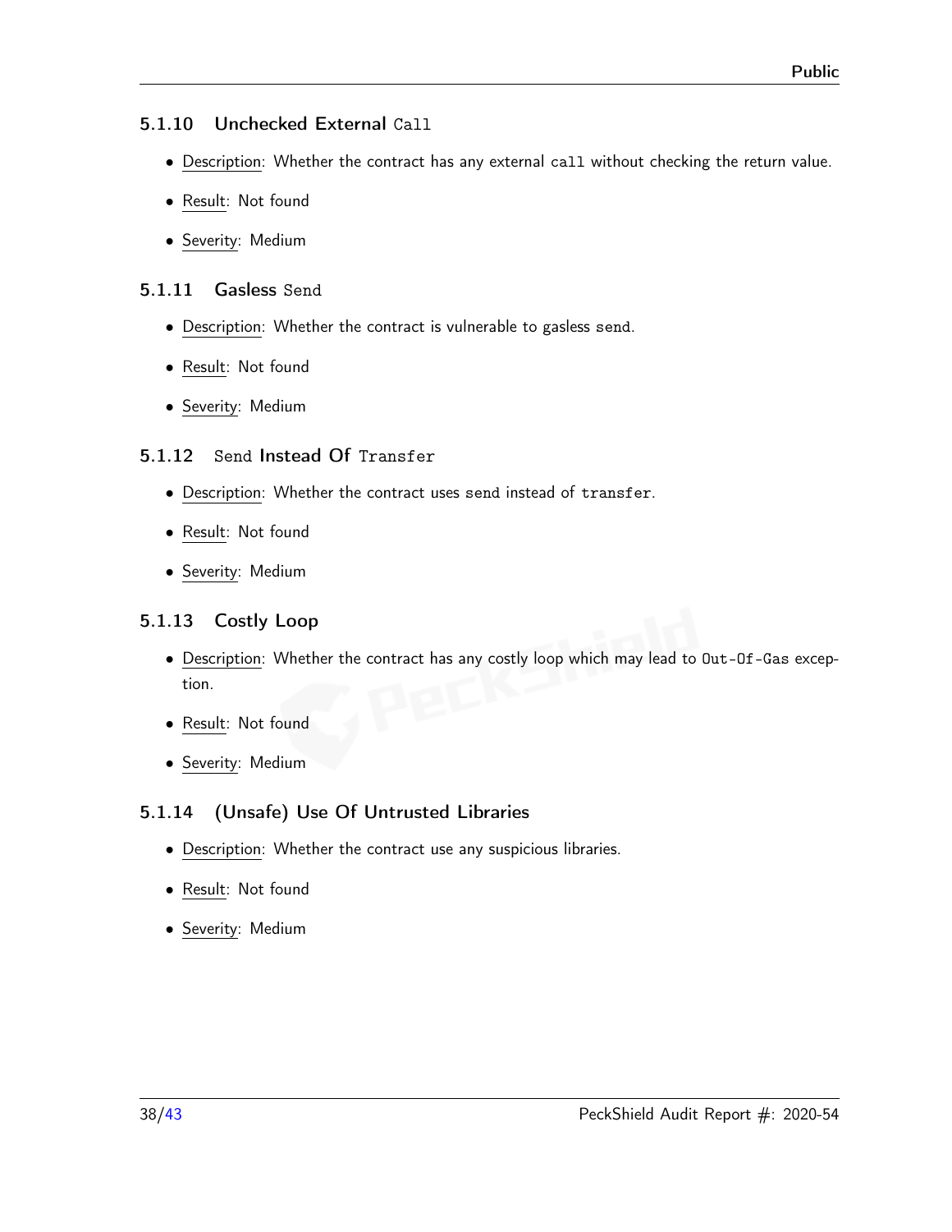### 5.1.10 Unchecked External `Call`

- Description: Whether the contract has any external `call` without checking the return value.
- Result: Not found
- Severity: Medium

### 5.1.11 Gasless `Send`

- Description: Whether the contract is vulnerable to gasless `send`.
- Result: Not found
- Severity: Medium

### 5.1.12 `Send` Instead Of `Transfer`

- Description: Whether the contract uses `send` instead of `transfer`.
- Result: Not found
- Severity: Medium

### 5.1.13 Costly Loop

- Description: Whether the contract has any costly loop which may lead to `Out-Of-Gas` exception.
- Result: Not found
- Severity: Medium

### 5.1.14 (Unsafe) Use Of Untrusted Libraries

- Description: Whether the contract use any suspicious libraries.
- Result: Not found
- Severity: Medium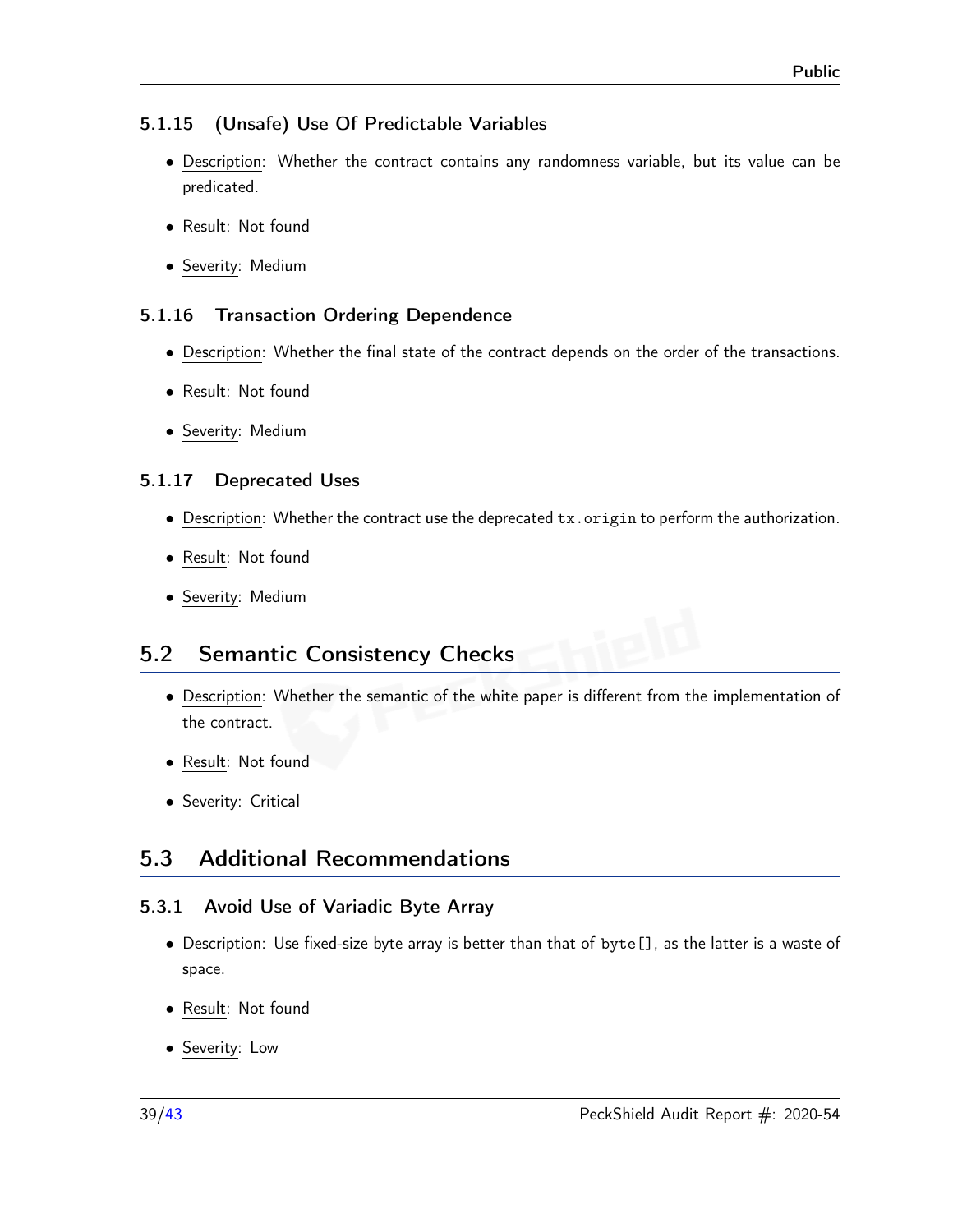#### 5.1.15 (Unsafe) Use Of Predictable Variables

- Description: Whether the contract contains any randomness variable, but its value can be predicated.
- Result: Not found
- Severity: Medium

#### 5.1.16 Transaction Ordering Dependence

- Description: Whether the final state of the contract depends on the order of the transactions.
- Result: Not found
- Severity: Medium

#### 5.1.17 Deprecated Uses

- Description: Whether the contract use the deprecated `tx.origin` to perform the authorization.
- Result: Not found
- Severity: Medium

## 5.2 Semantic Consistency Checks

- Description: Whether the semantic of the white paper is different from the implementation of the contract.
- Result: Not found
- Severity: Critical

## 5.3 Additional Recommendations

#### 5.3.1 Avoid Use of Variadic Byte Array

- Description: Use fixed-size byte array is better than that of `byte[]`, as the latter is a waste of space.
- Result: Not found
- Severity: Low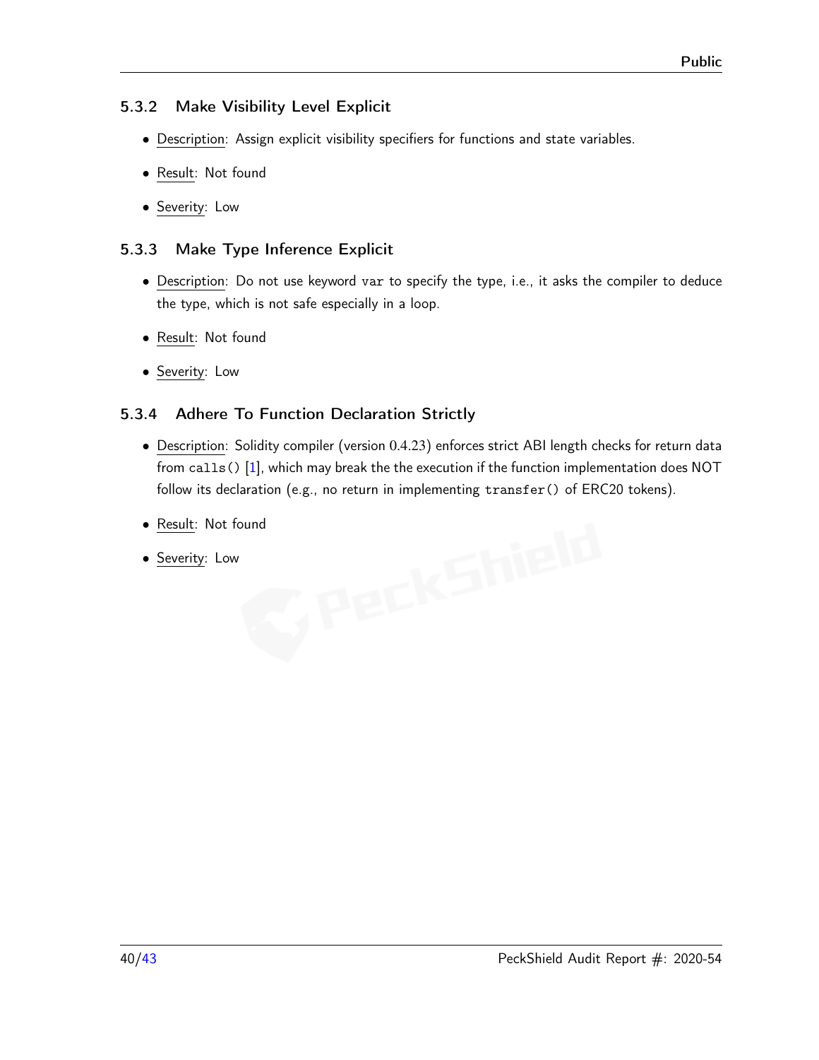### 5.3.2 Make Visibility Level Explicit

- Description: Assign explicit visibility specifiers for functions and state variables.
- Result: Not found
- Severity: Low

### 5.3.3 Make Type Inference Explicit

- Description: Do not use keyword `var` to specify the type, i.e., it asks the compiler to deduce the type, which is not safe especially in a loop.
- Result: Not found
- Severity: Low

### 5.3.4 Adhere To Function Declaration Strictly

- Description: Solidity compiler (version 0.4.23) enforces strict ABI length checks for return data from `calls()` [1], which may break the the execution if the function implementation does NOT follow its declaration (e.g., no return in implementing `transfer()` of ERC20 tokens).
- Result: Not found
- Severity: Low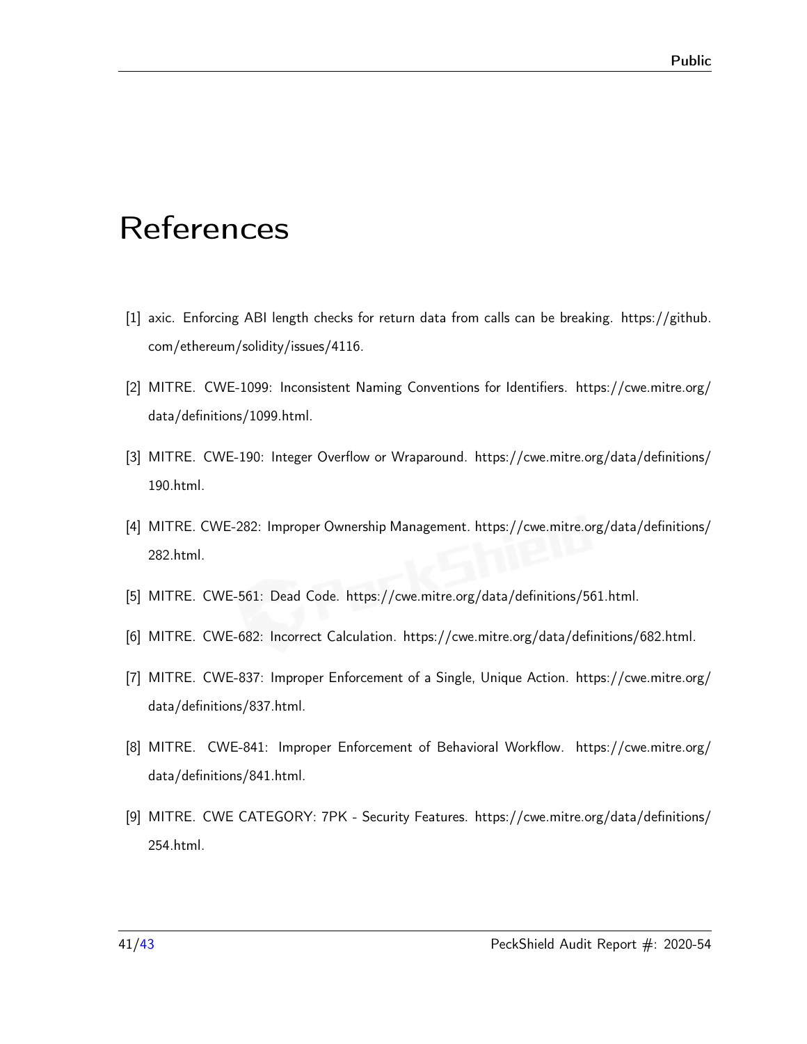# References

[1] axic. Enforcing ABI length checks for return data from calls can be breaking. https://github.com/ethereum/solidity/issues/4116.

[2] MITRE. CWE-1099: Inconsistent Naming Conventions for Identifiers. https://cwe.mitre.org/data/definitions/1099.html.

[3] MITRE. CWE-190: Integer Overflow or Wraparound. https://cwe.mitre.org/data/definitions/190.html.

[4] MITRE. CWE-282: Improper Ownership Management. https://cwe.mitre.org/data/definitions/282.html.

[5] MITRE. CWE-561: Dead Code. https://cwe.mitre.org/data/definitions/561.html.

[6] MITRE. CWE-682: Incorrect Calculation. https://cwe.mitre.org/data/definitions/682.html.

[7] MITRE. CWE-837: Improper Enforcement of a Single, Unique Action. https://cwe.mitre.org/data/definitions/837.html.

[8] MITRE. CWE-841: Improper Enforcement of Behavioral Workflow. https://cwe.mitre.org/data/definitions/841.html.

[9] MITRE. CWE CATEGORY: 7PK - Security Features. https://cwe.mitre.org/data/definitions/254.html.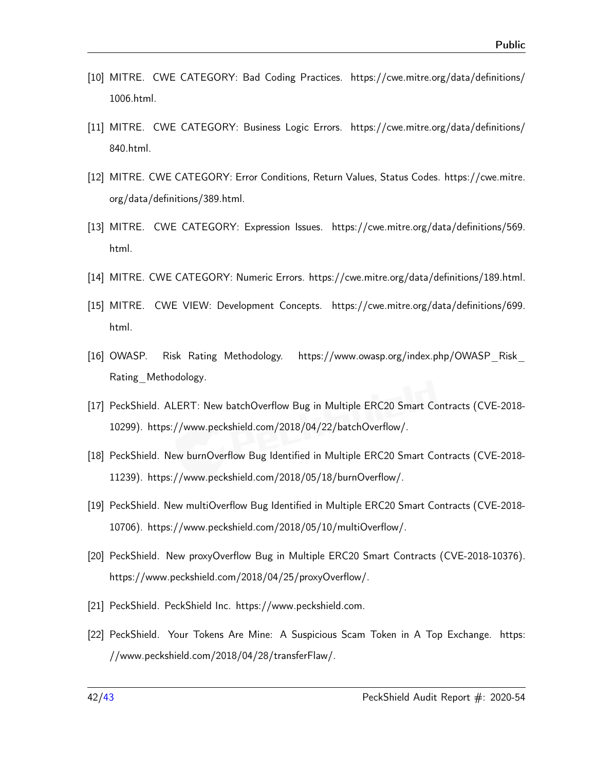[10] MITRE. CWE CATEGORY: Bad Coding Practices. https://cwe.mitre.org/data/definitions/1006.html.

[11] MITRE. CWE CATEGORY: Business Logic Errors. https://cwe.mitre.org/data/definitions/840.html.

[12] MITRE. CWE CATEGORY: Error Conditions, Return Values, Status Codes. https://cwe.mitre.org/data/definitions/389.html.

[13] MITRE. CWE CATEGORY: Expression Issues. https://cwe.mitre.org/data/definitions/569.html.

[14] MITRE. CWE CATEGORY: Numeric Errors. https://cwe.mitre.org/data/definitions/189.html.

[15] MITRE. CWE VIEW: Development Concepts. https://cwe.mitre.org/data/definitions/699.html.

[16] OWASP. Risk Rating Methodology. https://www.owasp.org/index.php/OWASP_Risk_Rating_Methodology.

[17] PeckShield. ALERT: New batchOverflow Bug in Multiple ERC20 Smart Contracts (CVE-2018-10299). https://www.peckshield.com/2018/04/22/batchOverflow/.

[18] PeckShield. New burnOverflow Bug Identified in Multiple ERC20 Smart Contracts (CVE-2018-11239). https://www.peckshield.com/2018/05/18/burnOverflow/.

[19] PeckShield. New multiOverflow Bug Identified in Multiple ERC20 Smart Contracts (CVE-2018-10706). https://www.peckshield.com/2018/05/10/multiOverflow/.

[20] PeckShield. New proxyOverflow Bug in Multiple ERC20 Smart Contracts (CVE-2018-10376). https://www.peckshield.com/2018/04/25/proxyOverflow/.

[21] PeckShield. PeckShield Inc. https://www.peckshield.com.

[22] PeckShield. Your Tokens Are Mine: A Suspicious Scam Token in A Top Exchange. https://www.peckshield.com/2018/04/28/transferFlaw/.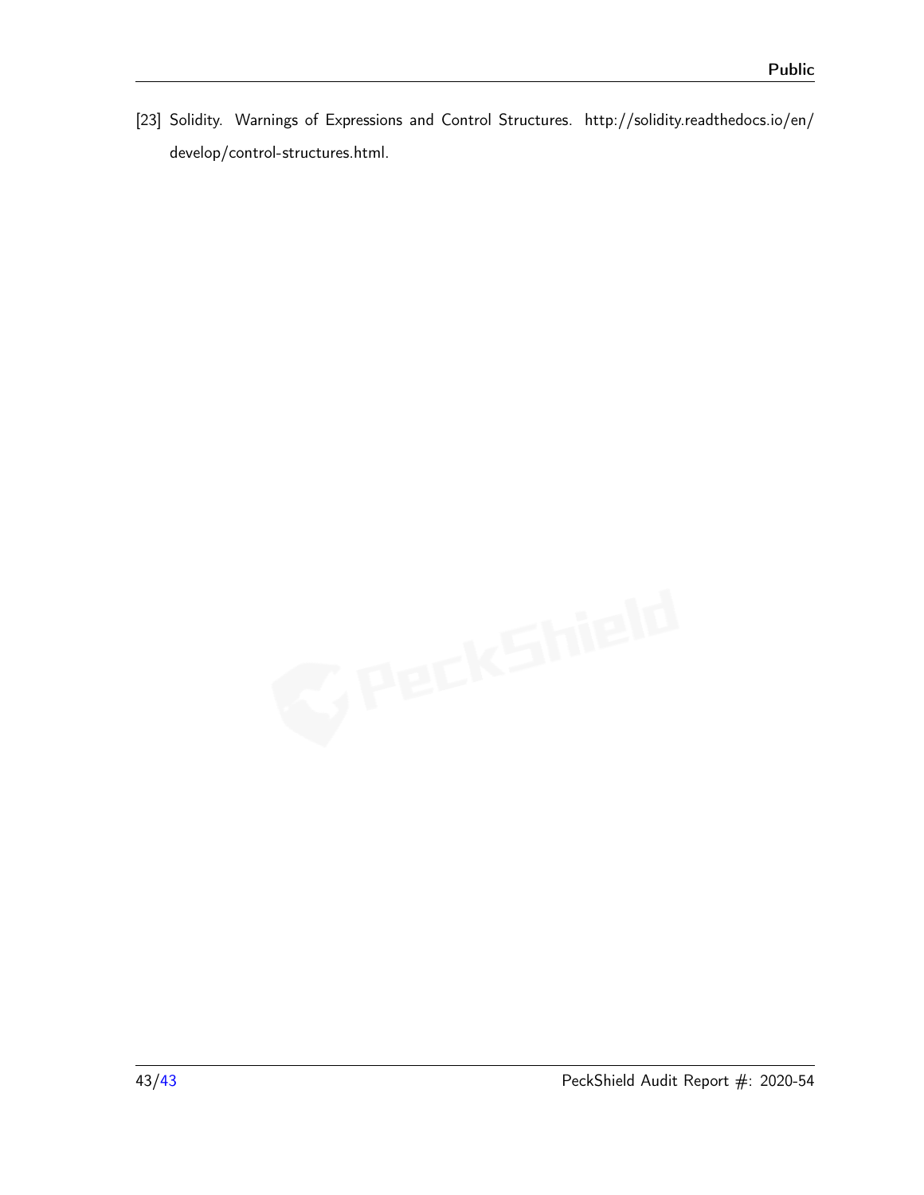[23] Solidity. Warnings of Expressions and Control Structures. http://solidity.readthedocs.io/en/develop/control-structures.html.